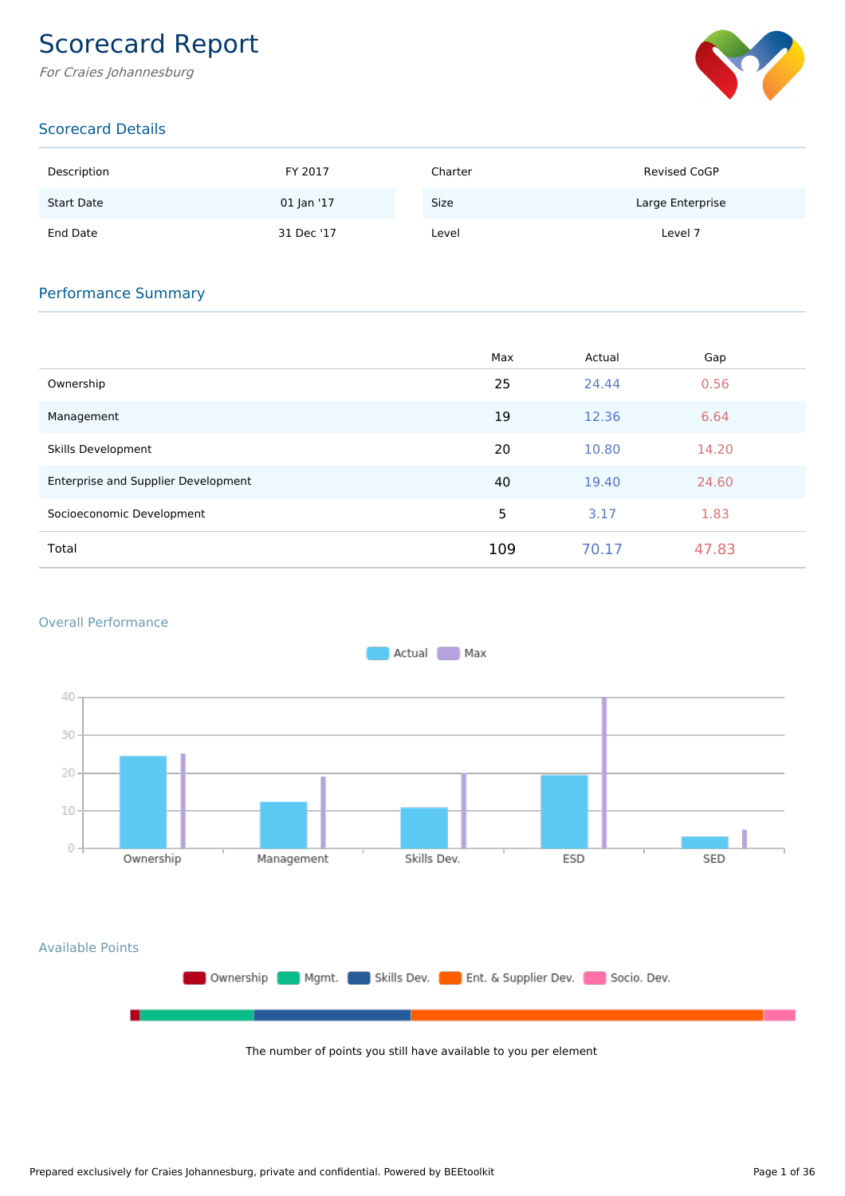# Scorecard Report

*For Craies Johannesburg*

## Scorecard Details

| | | | |
|---|---|---|---|
| Description | FY 2017 | Charter | Revised CoGP |
| Start Date | 01 Jan '17 | Size | Large Enterprise |
| End Date | 31 Dec '17 | Level | Level 7 |

## Performance Summary

| | Max | Actual | Gap |
|---|---|---|---|
| Ownership | 25 | 24.44 | 0.56 |
| Management | 19 | 12.36 | 6.64 |
| Skills Development | 20 | 10.80 | 14.20 |
| Enterprise and Supplier Development | 40 | 19.40 | 24.60 |
| Socioeconomic Development | 5 | 3.17 | 1.83 |
| Total | 109 | 70.17 | 47.83 |

### Overall Performance

Actual Max

40
30
20
10
0

Ownership Management Skills Dev. ESD SED

### Available Points

Ownership Mgmt. Skills Dev. Ent. & Supplier Dev. Socio. Dev.

The number of points you still have available to you per element

Prepared exclusively for Craies Johannesburg, private and confidential. Powered by BEEtoolkit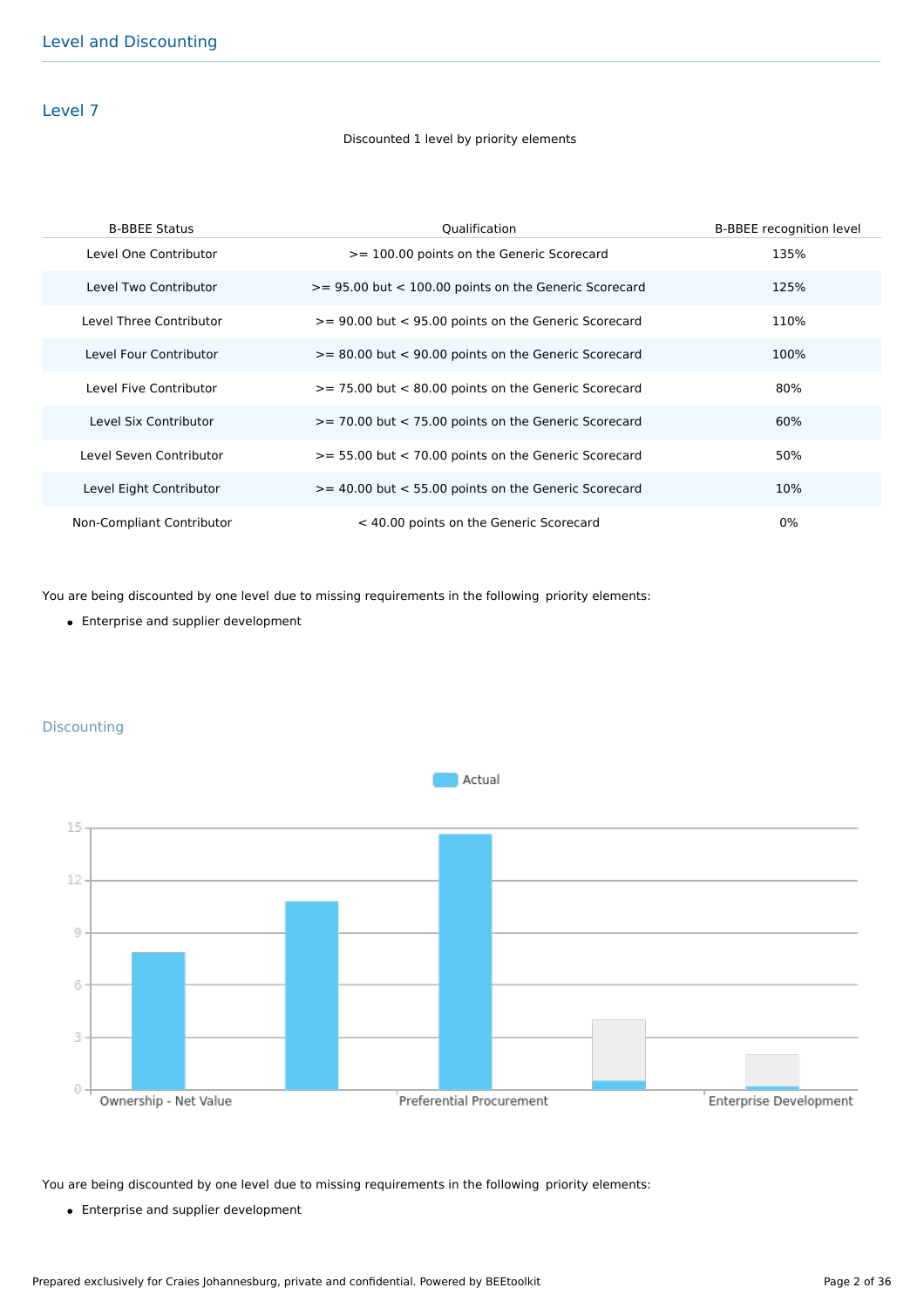## Level and Discounting

### Level 7

Discounted 1 level by priority elements

| B-BBEE Status | Qualification | B-BBEE recognition level |
|---|---|---|
| Level One Contributor | >= 100.00 points on the Generic Scorecard | 135% |
| Level Two Contributor | >= 95.00 but < 100.00 points on the Generic Scorecard | 125% |
| Level Three Contributor | >= 90.00 but < 95.00 points on the Generic Scorecard | 110% |
| Level Four Contributor | >= 80.00 but < 90.00 points on the Generic Scorecard | 100% |
| Level Five Contributor | >= 75.00 but < 80.00 points on the Generic Scorecard | 80% |
| Level Six Contributor | >= 70.00 but < 75.00 points on the Generic Scorecard | 60% |
| Level Seven Contributor | >= 55.00 but < 70.00 points on the Generic Scorecard | 50% |
| Level Eight Contributor | >= 40.00 but < 55.00 points on the Generic Scorecard | 10% |
| Non-Compliant Contributor | < 40.00 points on the Generic Scorecard | 0% |

You are being discounted by one level due to missing requirements in the following priority elements:

- Enterprise and supplier development

### Discounting

Actual

15
12
9
6
3
0

Ownership - Net Value | Preferential Procurement | Enterprise Development

You are being discounted by one level due to missing requirements in the following priority elements:

- Enterprise and supplier development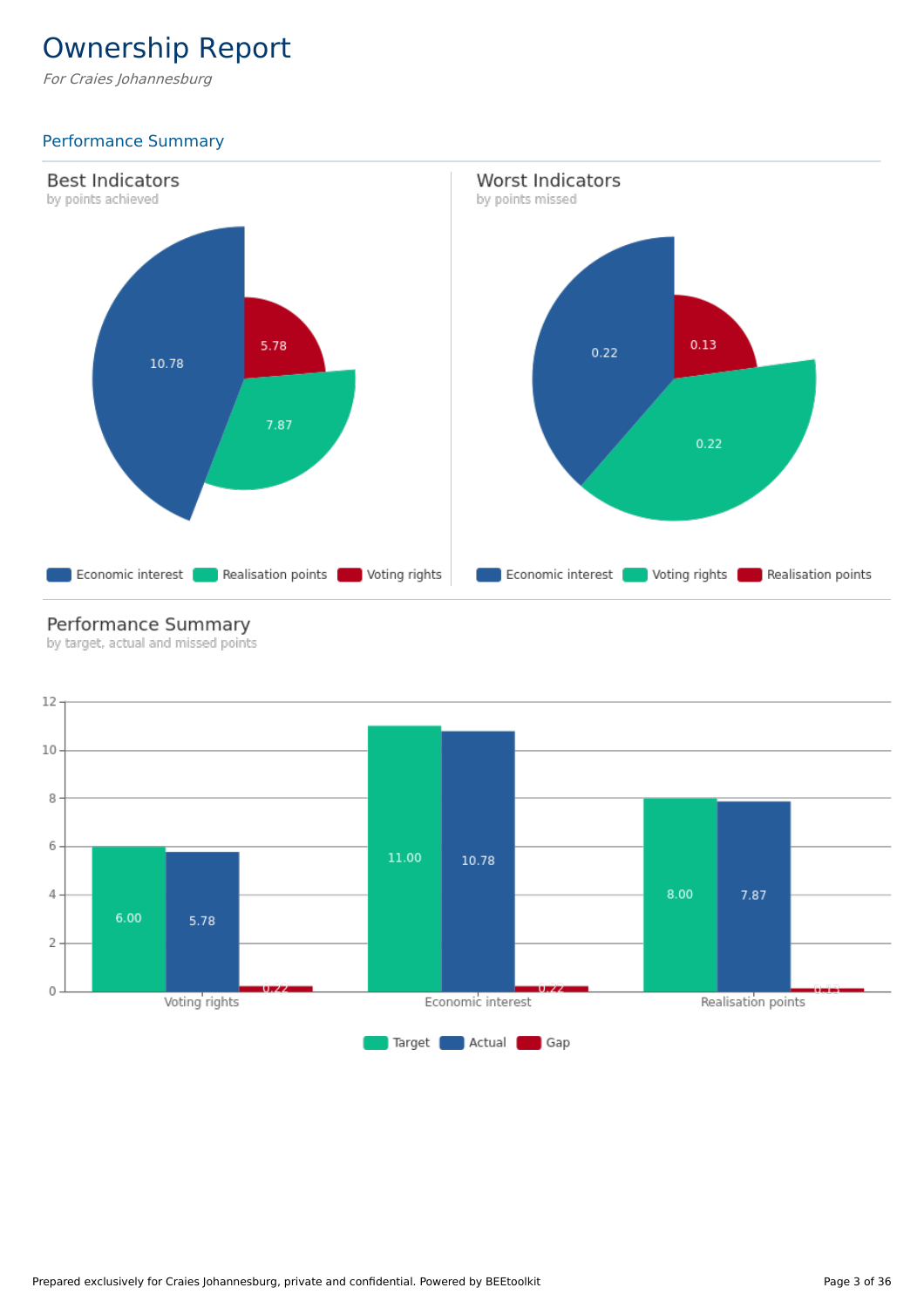# Ownership Report

*For Craies Johannesburg*

## Performance Summary

### Best Indicators

by points achieved

| Indicator | Points achieved |
| --- | --- |
| Economic interest | 10.78 |
| Realisation points | 7.87 |
| Voting rights | 5.78 |

### Worst Indicators

by points missed

| Indicator | Points missed |
| --- | --- |
| Economic interest | 0.22 |
| Voting rights | 0.22 |
| Realisation points | 0.13 |

### Performance Summary

by target, actual and missed points

| | Target | Actual | Gap |
| --- | --- | --- | --- |
| Voting rights | 6.00 | 5.78 | 0.22 |
| Economic interest | 11.00 | 10.78 | 0.22 |
| Realisation points | 8.00 | 7.87 | 0.13 |

Prepared exclusively for Craies Johannesburg, private and confidential. Powered by BEEtoolkit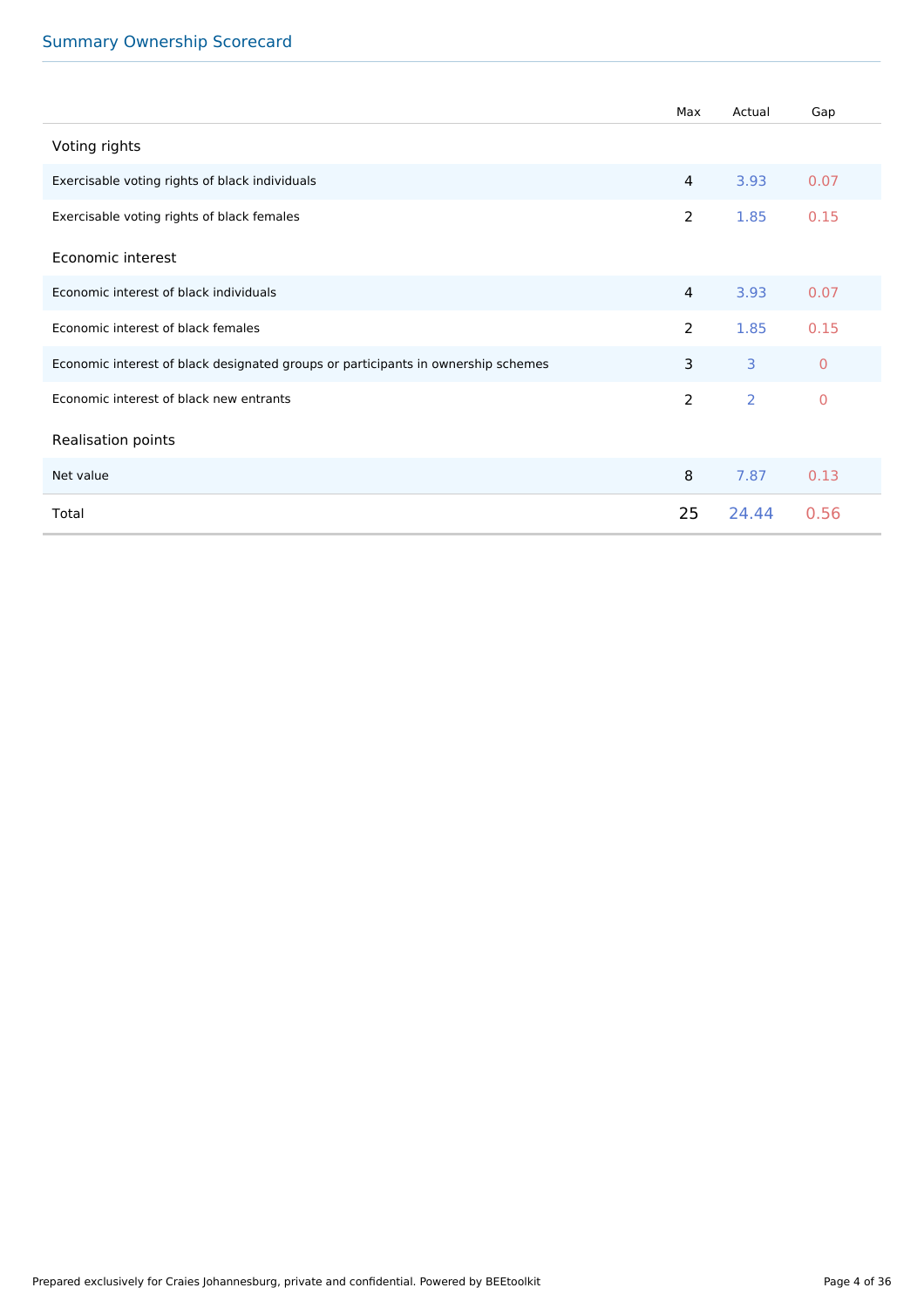## Summary Ownership Scorecard

| | Max | Actual | Gap |
|---|---|---|---|
| **Voting rights** | | | |
| Exercisable voting rights of black individuals | 4 | 3.93 | 0.07 |
| Exercisable voting rights of black females | 2 | 1.85 | 0.15 |
| **Economic interest** | | | |
| Economic interest of black individuals | 4 | 3.93 | 0.07 |
| Economic interest of black females | 2 | 1.85 | 0.15 |
| Economic interest of black designated groups or participants in ownership schemes | 3 | 3 | 0 |
| Economic interest of black new entrants | 2 | 2 | 0 |
| **Realisation points** | | | |
| Net value | 8 | 7.87 | 0.13 |
| Total | 25 | 24.44 | 0.56 |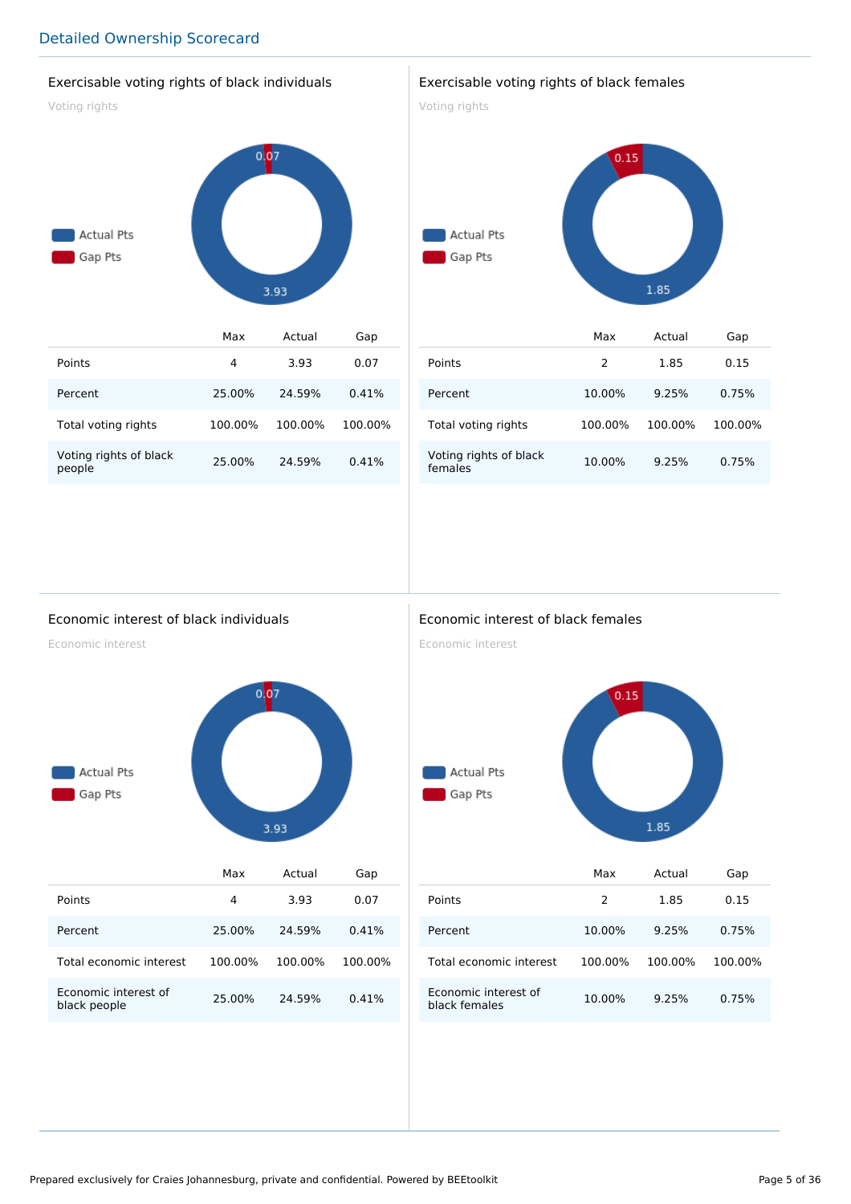## Detailed Ownership Scorecard

### Exercisable voting rights of black individuals

Voting rights

Actual Pts
Gap Pts

0.07
3.93

| | Max | Actual | Gap |
|---|---|---|---|
| Points | 4 | 3.93 | 0.07 |
| Percent | 25.00% | 24.59% | 0.41% |
| Total voting rights | 100.00% | 100.00% | 100.00% |
| Voting rights of black people | 25.00% | 24.59% | 0.41% |

### Exercisable voting rights of black females

Voting rights

Actual Pts
Gap Pts

0.15
1.85

| | Max | Actual | Gap |
|---|---|---|---|
| Points | 2 | 1.85 | 0.15 |
| Percent | 10.00% | 9.25% | 0.75% |
| Total voting rights | 100.00% | 100.00% | 100.00% |
| Voting rights of black females | 10.00% | 9.25% | 0.75% |

### Economic interest of black individuals

Economic interest

Actual Pts
Gap Pts

0.07
3.93

| | Max | Actual | Gap |
|---|---|---|---|
| Points | 4 | 3.93 | 0.07 |
| Percent | 25.00% | 24.59% | 0.41% |
| Total economic interest | 100.00% | 100.00% | 100.00% |
| Economic interest of black people | 25.00% | 24.59% | 0.41% |

### Economic interest of black females

Economic interest

Actual Pts
Gap Pts

0.15
1.85

| | Max | Actual | Gap |
|---|---|---|---|
| Points | 2 | 1.85 | 0.15 |
| Percent | 10.00% | 9.25% | 0.75% |
| Total economic interest | 100.00% | 100.00% | 100.00% |
| Economic interest of black females | 10.00% | 9.25% | 0.75% |

Prepared exclusively for Craies Johannesburg, private and confidential. Powered by BEEtoolkit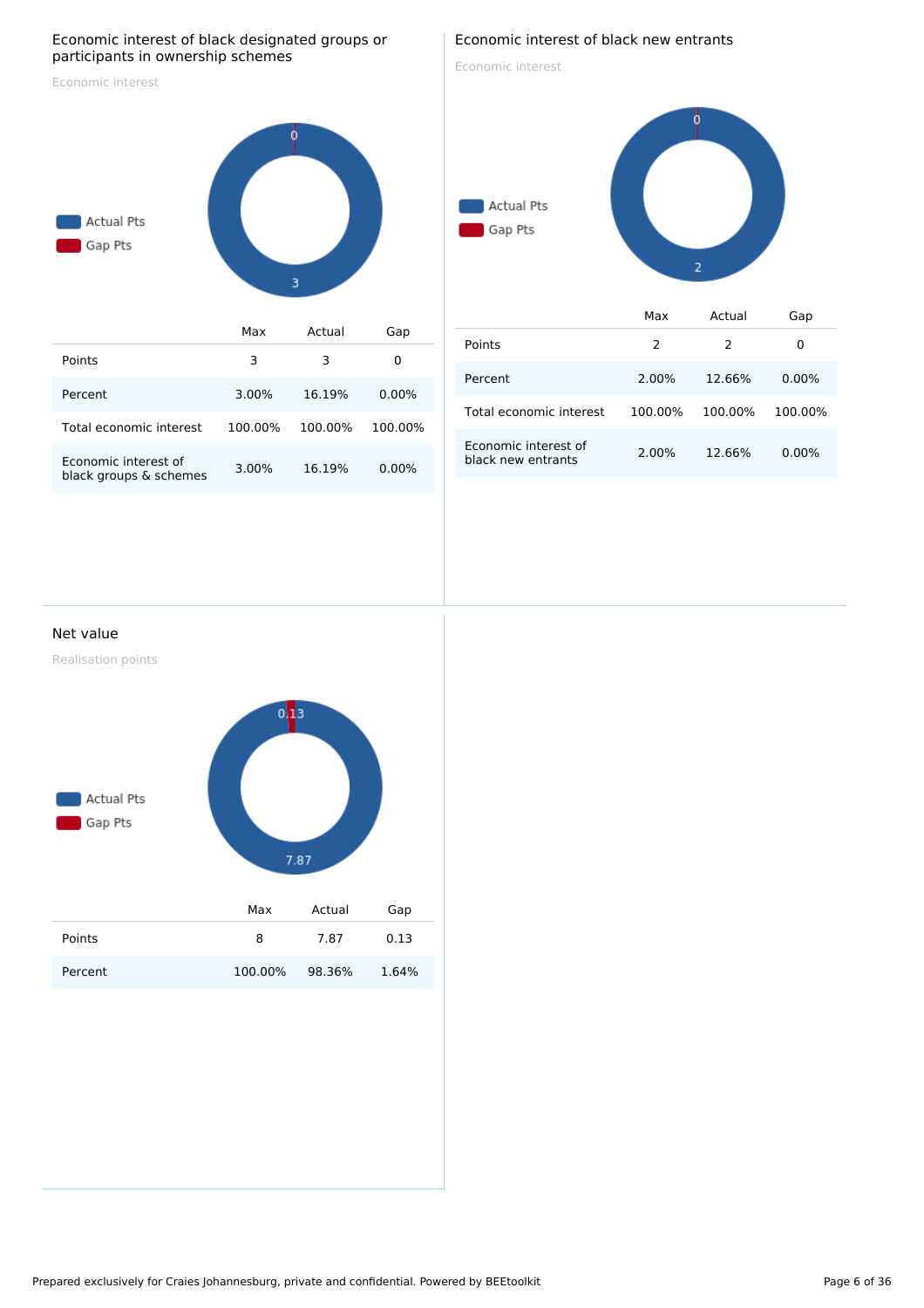## Economic interest of black designated groups or participants in ownership schemes

Economic interest

Actual Pts
Gap Pts

|  | Max | Actual | Gap |
| --- | --- | --- | --- |
| Points | 3 | 3 | 0 |
| Percent | 3.00% | 16.19% | 0.00% |
| Total economic interest | 100.00% | 100.00% | 100.00% |
| Economic interest of black groups & schemes | 3.00% | 16.19% | 0.00% |

## Economic interest of black new entrants

Economic interest

Actual Pts
Gap Pts

|  | Max | Actual | Gap |
| --- | --- | --- | --- |
| Points | 2 | 2 | 0 |
| Percent | 2.00% | 12.66% | 0.00% |
| Total economic interest | 100.00% | 100.00% | 100.00% |
| Economic interest of black new entrants | 2.00% | 12.66% | 0.00% |

## Net value

Realisation points

Actual Pts
Gap Pts

|  | Max | Actual | Gap |
| --- | --- | --- | --- |
| Points | 8 | 7.87 | 0.13 |
| Percent | 100.00% | 98.36% | 1.64% |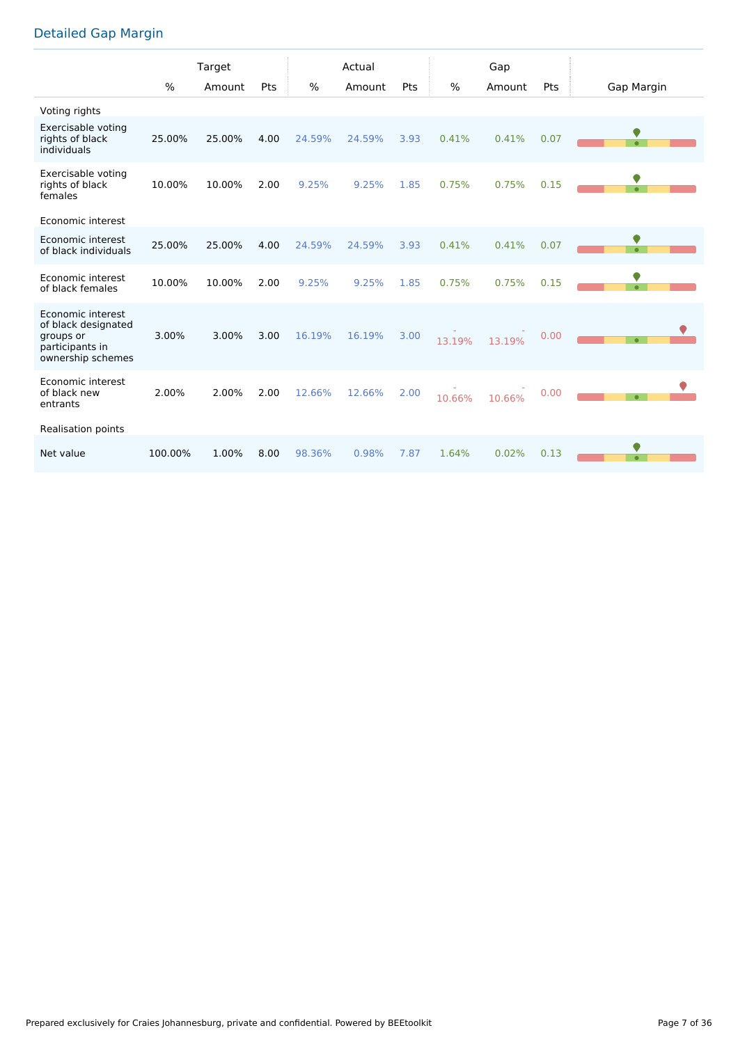## Detailed Gap Margin

| | Target | | | Actual | | | Gap | | | Gap Margin |
|---|---|---|---|---|---|---|---|---|---|---|
| | % | Amount | Pts | % | Amount | Pts | % | Amount | Pts | |
| **Voting rights** | | | | | | | | | | |
| Exercisable voting rights of black individuals | 25.00% | 25.00% | 4.00 | 24.59% | 24.59% | 3.93 | 0.41% | 0.41% | 0.07 | |
| Exercisable voting rights of black females | 10.00% | 10.00% | 2.00 | 9.25% | 9.25% | 1.85 | 0.75% | 0.75% | 0.15 | |
| **Economic interest** | | | | | | | | | | |
| Economic interest of black individuals | 25.00% | 25.00% | 4.00 | 24.59% | 24.59% | 3.93 | 0.41% | 0.41% | 0.07 | |
| Economic interest of black females | 10.00% | 10.00% | 2.00 | 9.25% | 9.25% | 1.85 | 0.75% | 0.75% | 0.15 | |
| Economic interest of black designated groups or participants in ownership schemes | 3.00% | 3.00% | 3.00 | 16.19% | 16.19% | 3.00 | -13.19% | -13.19% | 0.00 | |
| Economic interest of black new entrants | 2.00% | 2.00% | 2.00 | 12.66% | 12.66% | 2.00 | -10.66% | -10.66% | 0.00 | |
| **Realisation points** | | | | | | | | | | |
| Net value | 100.00% | 1.00% | 8.00 | 98.36% | 0.98% | 7.87 | 1.64% | 0.02% | 0.13 | |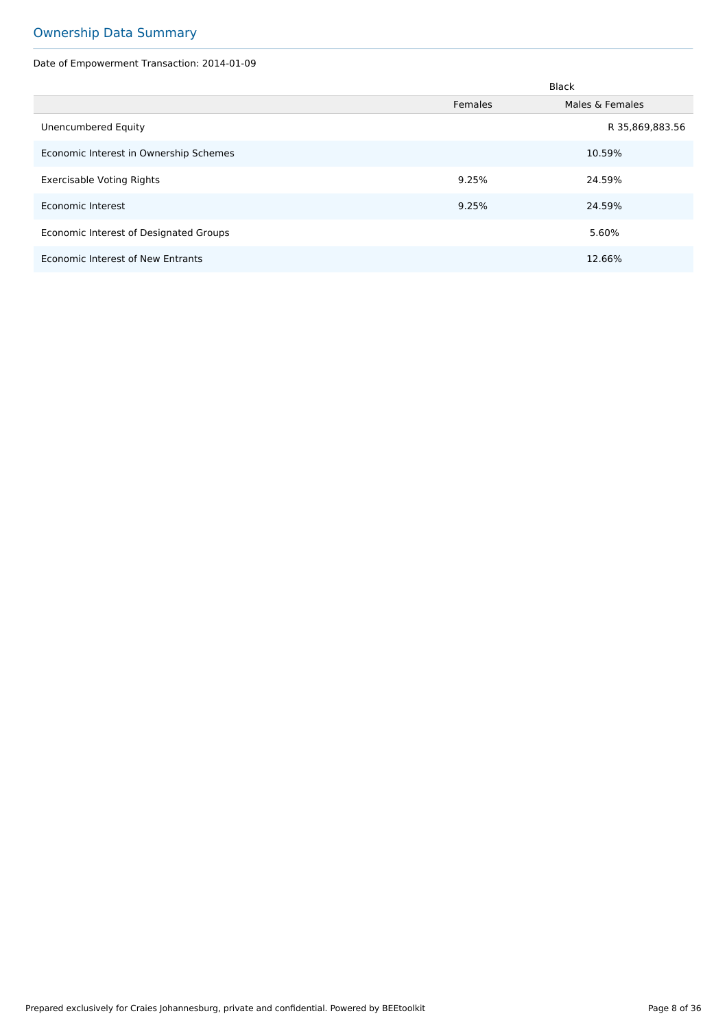## Ownership Data Summary

Date of Empowerment Transaction: 2014-01-09

| | Black | |
|---|---|---|
| | Females | Males & Females |
| Unencumbered Equity | | R 35,869,883.56 |
| Economic Interest in Ownership Schemes | | 10.59% |
| Exercisable Voting Rights | 9.25% | 24.59% |
| Economic Interest | 9.25% | 24.59% |
| Economic Interest of Designated Groups | | 5.60% |
| Economic Interest of New Entrants | | 12.66% |

Prepared exclusively for Craies Johannesburg, private and confidential. Powered by BEEtoolkit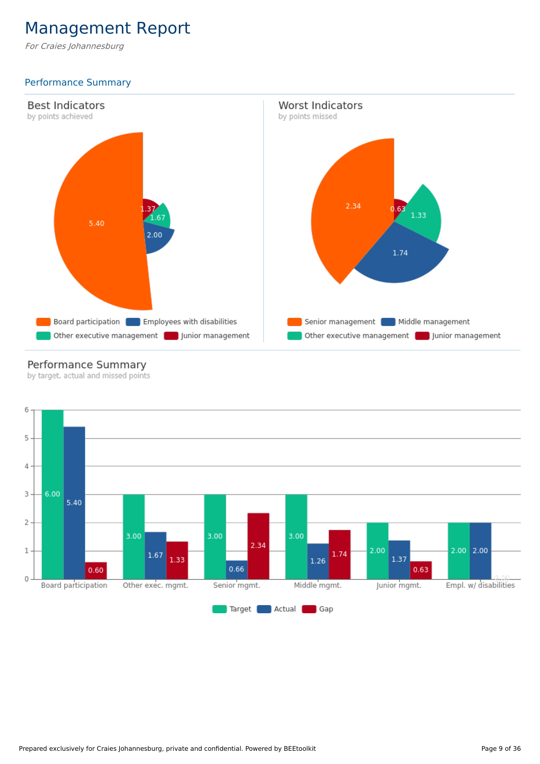# Management Report

*For Craies Johannesburg*

## Performance Summary

### Best Indicators

by points achieved

| Indicator | Points |
|---|---|
| Board participation | 5.40 |
| Employees with disabilities | 2.00 |
| Other executive management | 1.67 |
| Junior management | 1.37 |

### Worst Indicators

by points missed

| Indicator | Points |
|---|---|
| Senior management | 2.34 |
| Middle management | 1.74 |
| Other executive management | 1.33 |
| Junior management | 0.63 |

### Performance Summary

by target, actual and missed points

| | Target | Actual | Gap |
|---|---|---|---|
| Board participation | 6.00 | 5.40 | 0.60 |
| Other exec. mgmt. | 3.00 | 1.67 | 1.33 |
| Senior mgmt. | 3.00 | 0.66 | 2.34 |
| Middle mgmt. | 3.00 | 1.26 | 1.74 |
| Junior mgmt. | 2.00 | 1.37 | 0.63 |
| Empl. w/ disabilities | 2.00 | 2.00 | 0.00 |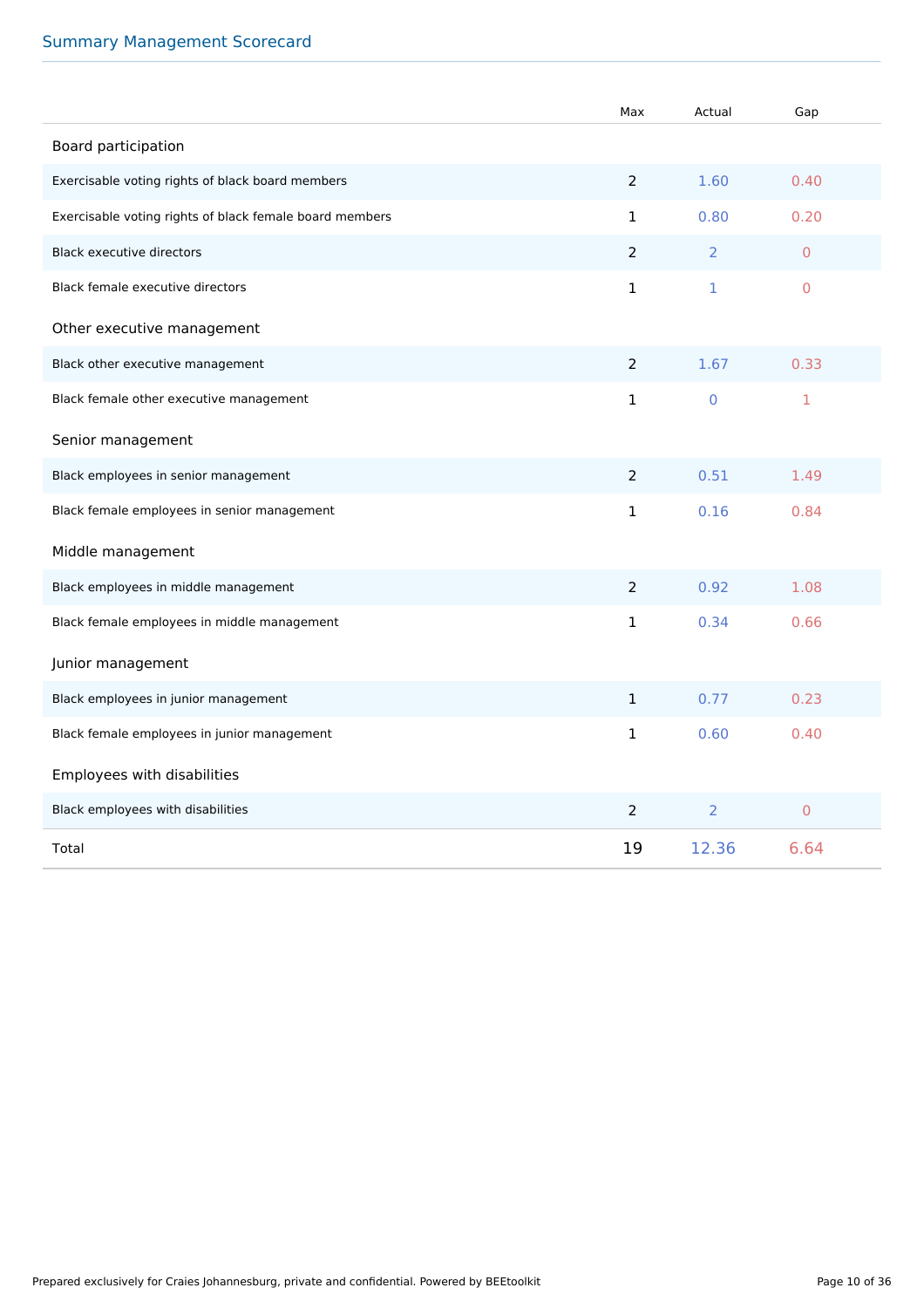## Summary Management Scorecard

| | Max | Actual | Gap |
|---|---|---|---|
| **Board participation** | | | |
| Exercisable voting rights of black board members | 2 | 1.60 | 0.40 |
| Exercisable voting rights of black female board members | 1 | 0.80 | 0.20 |
| Black executive directors | 2 | 2 | 0 |
| Black female executive directors | 1 | 1 | 0 |
| **Other executive management** | | | |
| Black other executive management | 2 | 1.67 | 0.33 |
| Black female other executive management | 1 | 0 | 1 |
| **Senior management** | | | |
| Black employees in senior management | 2 | 0.51 | 1.49 |
| Black female employees in senior management | 1 | 0.16 | 0.84 |
| **Middle management** | | | |
| Black employees in middle management | 2 | 0.92 | 1.08 |
| Black female employees in middle management | 1 | 0.34 | 0.66 |
| **Junior management** | | | |
| Black employees in junior management | 1 | 0.77 | 0.23 |
| Black female employees in junior management | 1 | 0.60 | 0.40 |
| **Employees with disabilities** | | | |
| Black employees with disabilities | 2 | 2 | 0 |
| Total | 19 | 12.36 | 6.64 |

Prepared exclusively for Craies Johannesburg, private and confidential. Powered by BEEtoolkit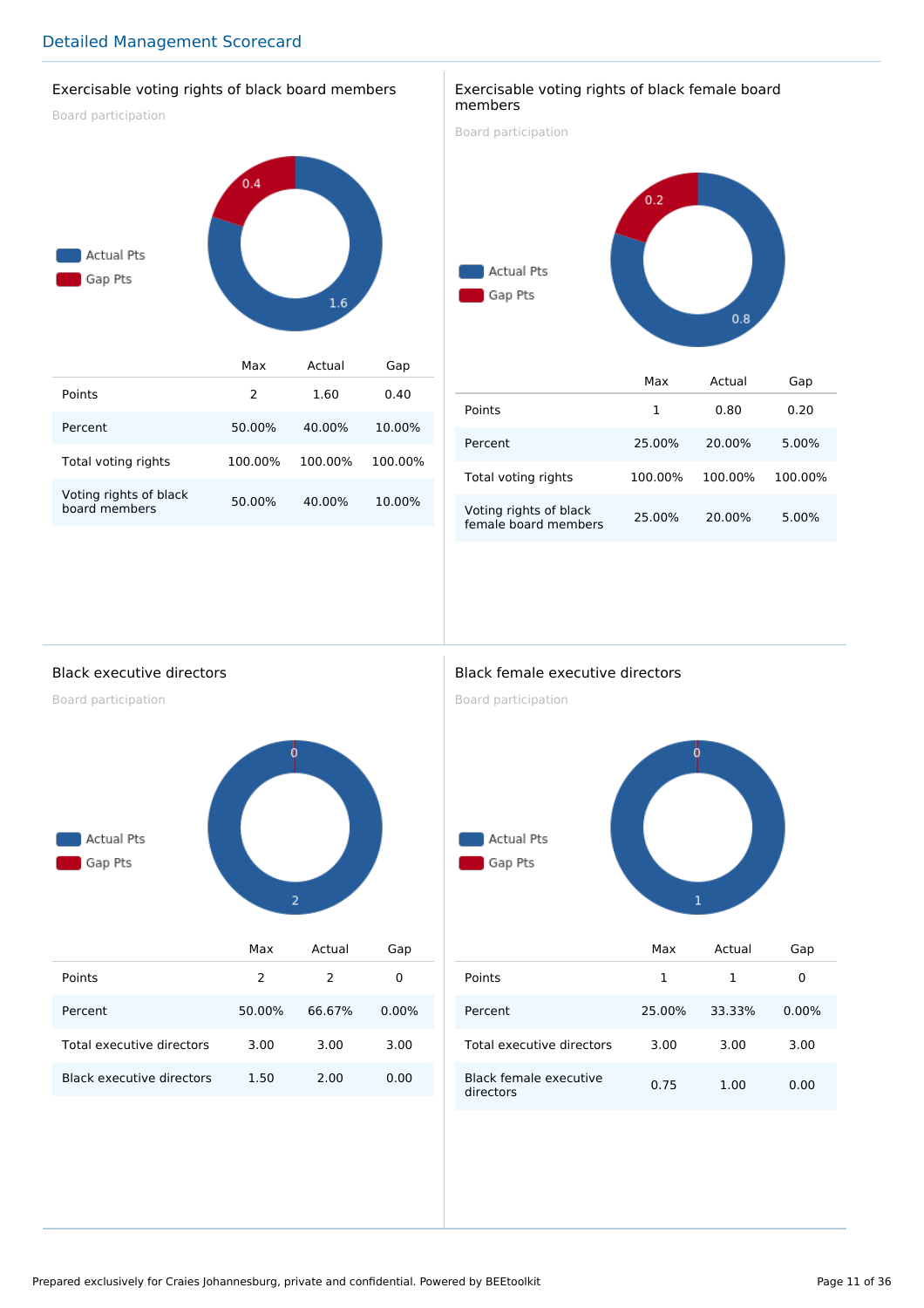## Detailed Management Scorecard

### Exercisable voting rights of black board members

Board participation

Actual Pts: 1.6
Gap Pts: 0.4

| | Max | Actual | Gap |
|---|---|---|---|
| Points | 2 | 1.60 | 0.40 |
| Percent | 50.00% | 40.00% | 10.00% |
| Total voting rights | 100.00% | 100.00% | 100.00% |
| Voting rights of black board members | 50.00% | 40.00% | 10.00% |

### Exercisable voting rights of black female board members

Board participation

Actual Pts: 0.8
Gap Pts: 0.2

| | Max | Actual | Gap |
|---|---|---|---|
| Points | 1 | 0.80 | 0.20 |
| Percent | 25.00% | 20.00% | 5.00% |
| Total voting rights | 100.00% | 100.00% | 100.00% |
| Voting rights of black female board members | 25.00% | 20.00% | 5.00% |

### Black executive directors

Board participation

Actual Pts: 2
Gap Pts: 0

| | Max | Actual | Gap |
|---|---|---|---|
| Points | 2 | 2 | 0 |
| Percent | 50.00% | 66.67% | 0.00% |
| Total executive directors | 3.00 | 3.00 | 3.00 |
| Black executive directors | 1.50 | 2.00 | 0.00 |

### Black female executive directors

Board participation

Actual Pts: 1
Gap Pts: 0

| | Max | Actual | Gap |
|---|---|---|---|
| Points | 1 | 1 | 0 |
| Percent | 25.00% | 33.33% | 0.00% |
| Total executive directors | 3.00 | 3.00 | 3.00 |
| Black female executive directors | 0.75 | 1.00 | 0.00 |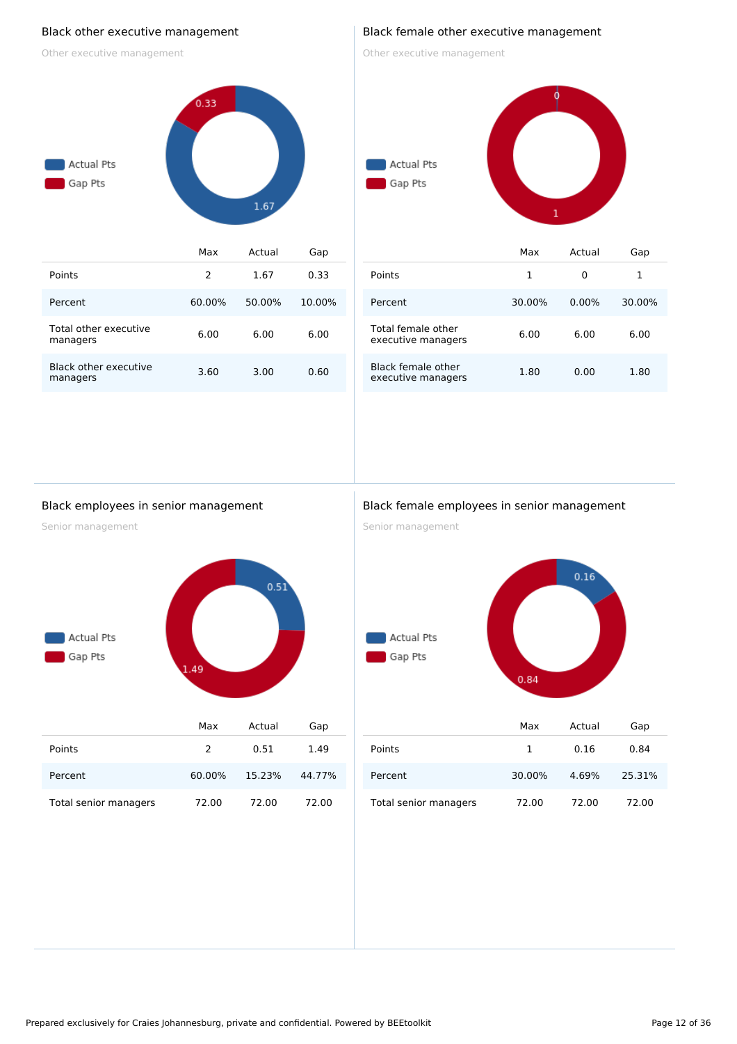## Black other executive management

Other executive management

Actual Pts
Gap Pts

0.33
1.67

| | Max | Actual | Gap |
|---|---|---|---|
| Points | 2 | 1.67 | 0.33 |
| Percent | 60.00% | 50.00% | 10.00% |
| Total other executive managers | 6.00 | 6.00 | 6.00 |
| Black other executive managers | 3.60 | 3.00 | 0.60 |

## Black female other executive management

Other executive management

Actual Pts
Gap Pts

0
1

| | Max | Actual | Gap |
|---|---|---|---|
| Points | 1 | 0 | 1 |
| Percent | 30.00% | 0.00% | 30.00% |
| Total female other executive managers | 6.00 | 6.00 | 6.00 |
| Black female other executive managers | 1.80 | 0.00 | 1.80 |

## Black employees in senior management

Senior management

Actual Pts
Gap Pts

0.51
1.49

| | Max | Actual | Gap |
|---|---|---|---|
| Points | 2 | 0.51 | 1.49 |
| Percent | 60.00% | 15.23% | 44.77% |
| Total senior managers | 72.00 | 72.00 | 72.00 |

## Black female employees in senior management

Senior management

Actual Pts
Gap Pts

0.16
0.84

| | Max | Actual | Gap |
|---|---|---|---|
| Points | 1 | 0.16 | 0.84 |
| Percent | 30.00% | 4.69% | 25.31% |
| Total senior managers | 72.00 | 72.00 | 72.00 |

Prepared exclusively for Craies Johannesburg, private and confidential. Powered by BEEtoolkit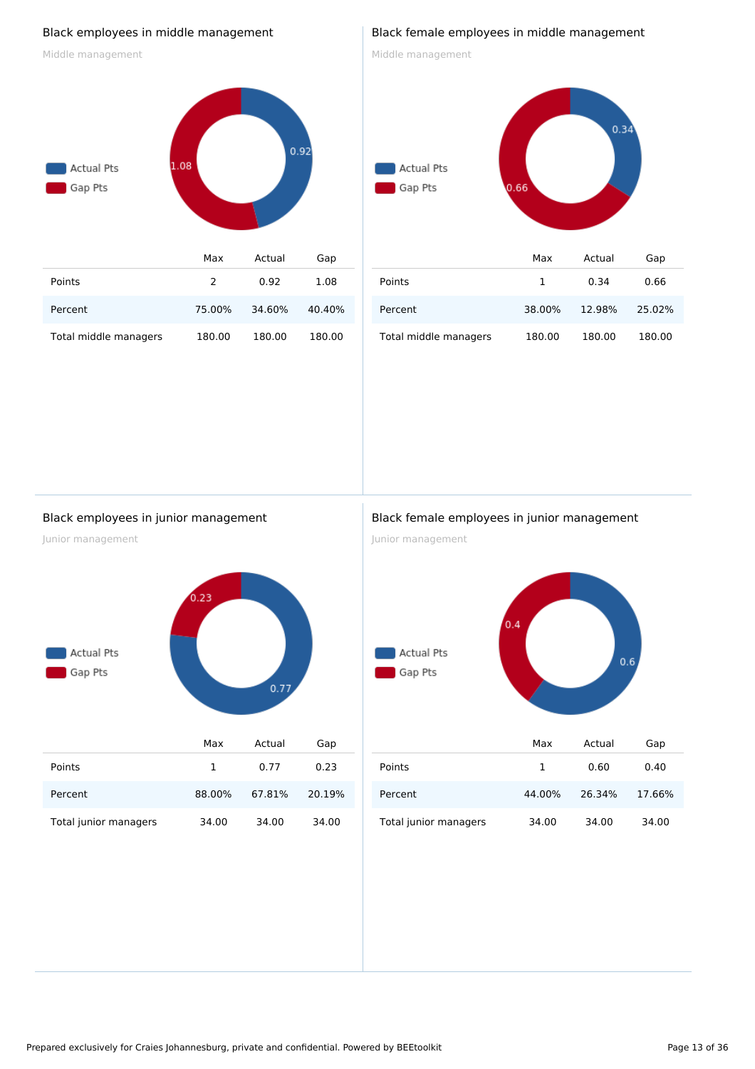## Black employees in middle management

Middle management

Actual Pts
Gap Pts

0.92
1.08

| | Max | Actual | Gap |
|---|---|---|---|
| Points | 2 | 0.92 | 1.08 |
| Percent | 75.00% | 34.60% | 40.40% |
| Total middle managers | 180.00 | 180.00 | 180.00 |

## Black female employees in middle management

Middle management

Actual Pts
Gap Pts

0.34
0.66

| | Max | Actual | Gap |
|---|---|---|---|
| Points | 1 | 0.34 | 0.66 |
| Percent | 38.00% | 12.98% | 25.02% |
| Total middle managers | 180.00 | 180.00 | 180.00 |

## Black employees in junior management

Junior management

Actual Pts
Gap Pts

0.23
0.77

| | Max | Actual | Gap |
|---|---|---|---|
| Points | 1 | 0.77 | 0.23 |
| Percent | 88.00% | 67.81% | 20.19% |
| Total junior managers | 34.00 | 34.00 | 34.00 |

## Black female employees in junior management

Junior management

Actual Pts
Gap Pts

0.4
0.6

| | Max | Actual | Gap |
|---|---|---|---|
| Points | 1 | 0.60 | 0.40 |
| Percent | 44.00% | 26.34% | 17.66% |
| Total junior managers | 34.00 | 34.00 | 34.00 |

Prepared exclusively for Craies Johannesburg, private and confidential. Powered by BEEtoolkit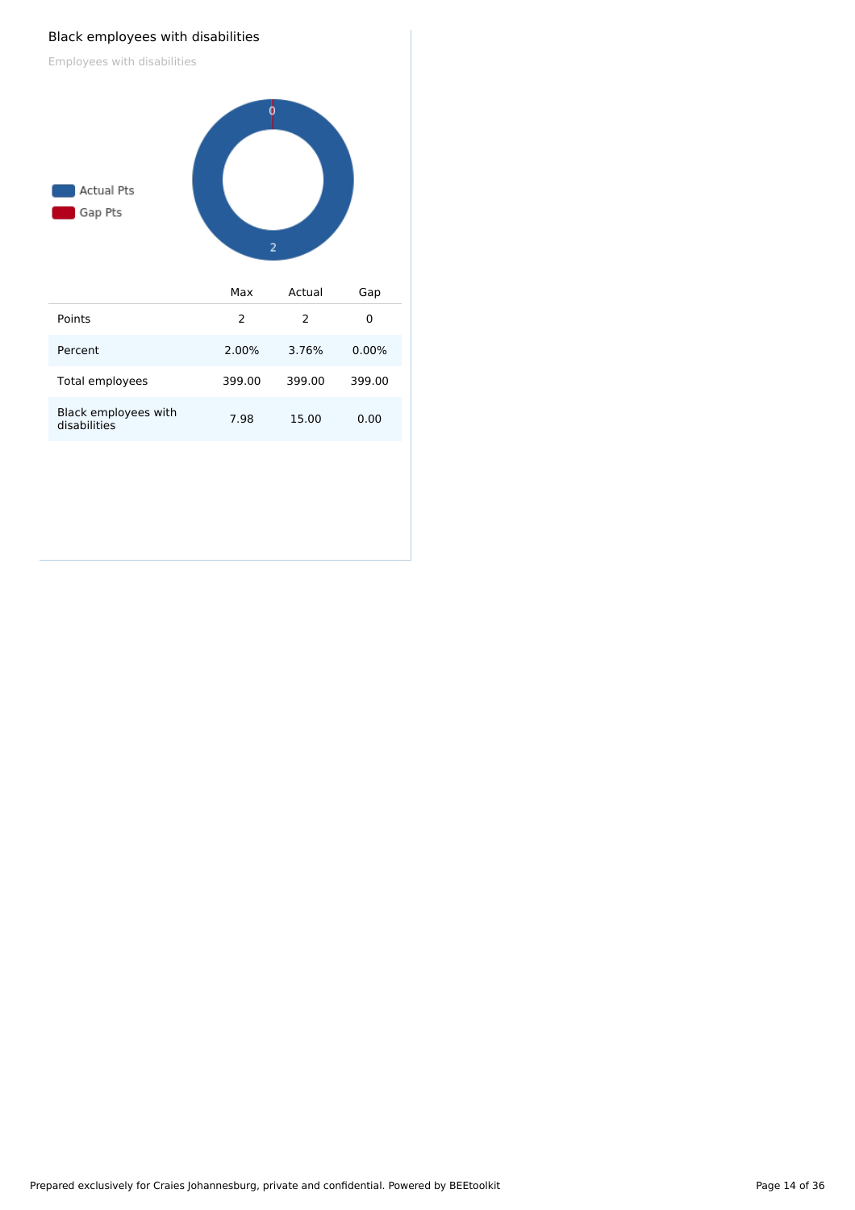## Black employees with disabilities

Employees with disabilities

Actual Pts
Gap Pts

|  | Max | Actual | Gap |
|---|---|---|---|
| Points | 2 | 2 | 0 |
| Percent | 2.00% | 3.76% | 0.00% |
| Total employees | 399.00 | 399.00 | 399.00 |
| Black employees with disabilities | 7.98 | 15.00 | 0.00 |

Prepared exclusively for Craies Johannesburg, private and confidential. Powered by BEEtoolkit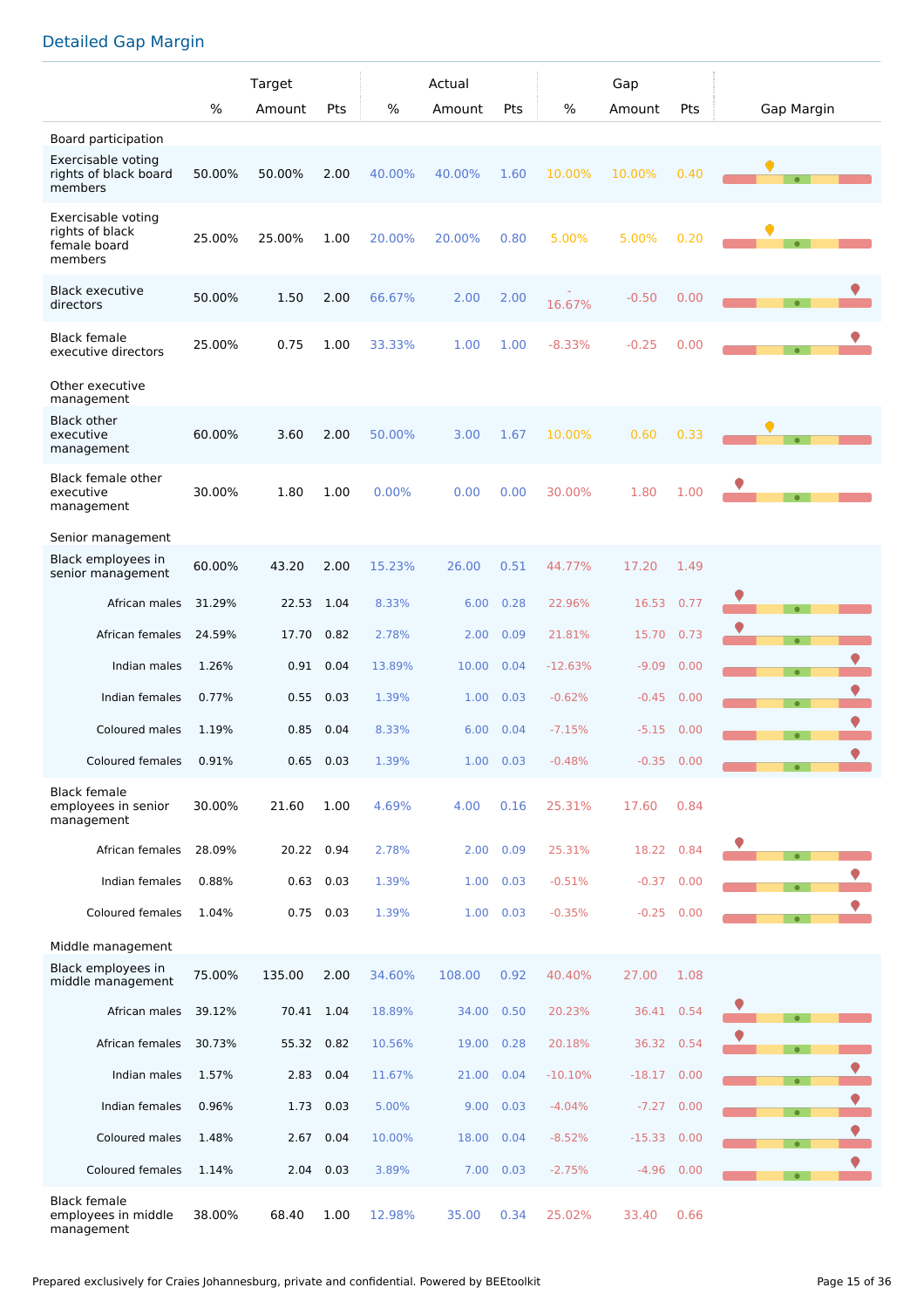## Detailed Gap Margin

| | Target | | | Actual | | | Gap | | | Gap Margin |
|---|---|---|---|---|---|---|---|---|---|---|
| | % | Amount | Pts | % | Amount | Pts | % | Amount | Pts | |
| **Board participation** | | | | | | | | | | |
| Exercisable voting rights of black board members | 50.00% | 50.00% | 2.00 | 40.00% | 40.00% | 1.60 | 10.00% | 10.00% | 0.40 | |
| Exercisable voting rights of black female board members | 25.00% | 25.00% | 1.00 | 20.00% | 20.00% | 0.80 | 5.00% | 5.00% | 0.20 | |
| Black executive directors | 50.00% | 1.50 | 2.00 | 66.67% | 2.00 | 2.00 | -16.67% | -0.50 | 0.00 | |
| Black female executive directors | 25.00% | 0.75 | 1.00 | 33.33% | 1.00 | 1.00 | -8.33% | -0.25 | 0.00 | |
| **Other executive management** | | | | | | | | | | |
| Black other executive management | 60.00% | 3.60 | 2.00 | 50.00% | 3.00 | 1.67 | 10.00% | 0.60 | 0.33 | |
| Black female other executive management | 30.00% | 1.80 | 1.00 | 0.00% | 0.00 | 0.00 | 30.00% | 1.80 | 1.00 | |
| **Senior management** | | | | | | | | | | |
| Black employees in senior management | 60.00% | 43.20 | 2.00 | 15.23% | 26.00 | 0.51 | 44.77% | 17.20 | 1.49 | |
| African males | 31.29% | 22.53 | 1.04 | 8.33% | 6.00 | 0.28 | 22.96% | 16.53 | 0.77 | |
| African females | 24.59% | 17.70 | 0.82 | 2.78% | 2.00 | 0.09 | 21.81% | 15.70 | 0.73 | |
| Indian males | 1.26% | 0.91 | 0.04 | 13.89% | 10.00 | 0.04 | -12.63% | -9.09 | 0.00 | |
| Indian females | 0.77% | 0.55 | 0.03 | 1.39% | 1.00 | 0.03 | -0.62% | -0.45 | 0.00 | |
| Coloured males | 1.19% | 0.85 | 0.04 | 8.33% | 6.00 | 0.04 | -7.15% | -5.15 | 0.00 | |
| Coloured females | 0.91% | 0.65 | 0.03 | 1.39% | 1.00 | 0.03 | -0.48% | -0.35 | 0.00 | |
| Black female employees in senior management | 30.00% | 21.60 | 1.00 | 4.69% | 4.00 | 0.16 | 25.31% | 17.60 | 0.84 | |
| African females | 28.09% | 20.22 | 0.94 | 2.78% | 2.00 | 0.09 | 25.31% | 18.22 | 0.84 | |
| Indian females | 0.88% | 0.63 | 0.03 | 1.39% | 1.00 | 0.03 | -0.51% | -0.37 | 0.00 | |
| Coloured females | 1.04% | 0.75 | 0.03 | 1.39% | 1.00 | 0.03 | -0.35% | -0.25 | 0.00 | |
| **Middle management** | | | | | | | | | | |
| Black employees in middle management | 75.00% | 135.00 | 2.00 | 34.60% | 108.00 | 0.92 | 40.40% | 27.00 | 1.08 | |
| African males | 39.12% | 70.41 | 1.04 | 18.89% | 34.00 | 0.50 | 20.23% | 36.41 | 0.54 | |
| African females | 30.73% | 55.32 | 0.82 | 10.56% | 19.00 | 0.28 | 20.18% | 36.32 | 0.54 | |
| Indian males | 1.57% | 2.83 | 0.04 | 11.67% | 21.00 | 0.04 | -10.10% | -18.17 | 0.00 | |
| Indian females | 0.96% | 1.73 | 0.03 | 5.00% | 9.00 | 0.03 | -4.04% | -7.27 | 0.00 | |
| Coloured males | 1.48% | 2.67 | 0.04 | 10.00% | 18.00 | 0.04 | -8.52% | -15.33 | 0.00 | |
| Coloured females | 1.14% | 2.04 | 0.03 | 3.89% | 7.00 | 0.03 | -2.75% | -4.96 | 0.00 | |
| Black female employees in middle management | 38.00% | 68.40 | 1.00 | 12.98% | 35.00 | 0.34 | 25.02% | 33.40 | 0.66 | |

Prepared exclusively for Craies Johannesburg, private and confidential. Powered by BEEtoolkit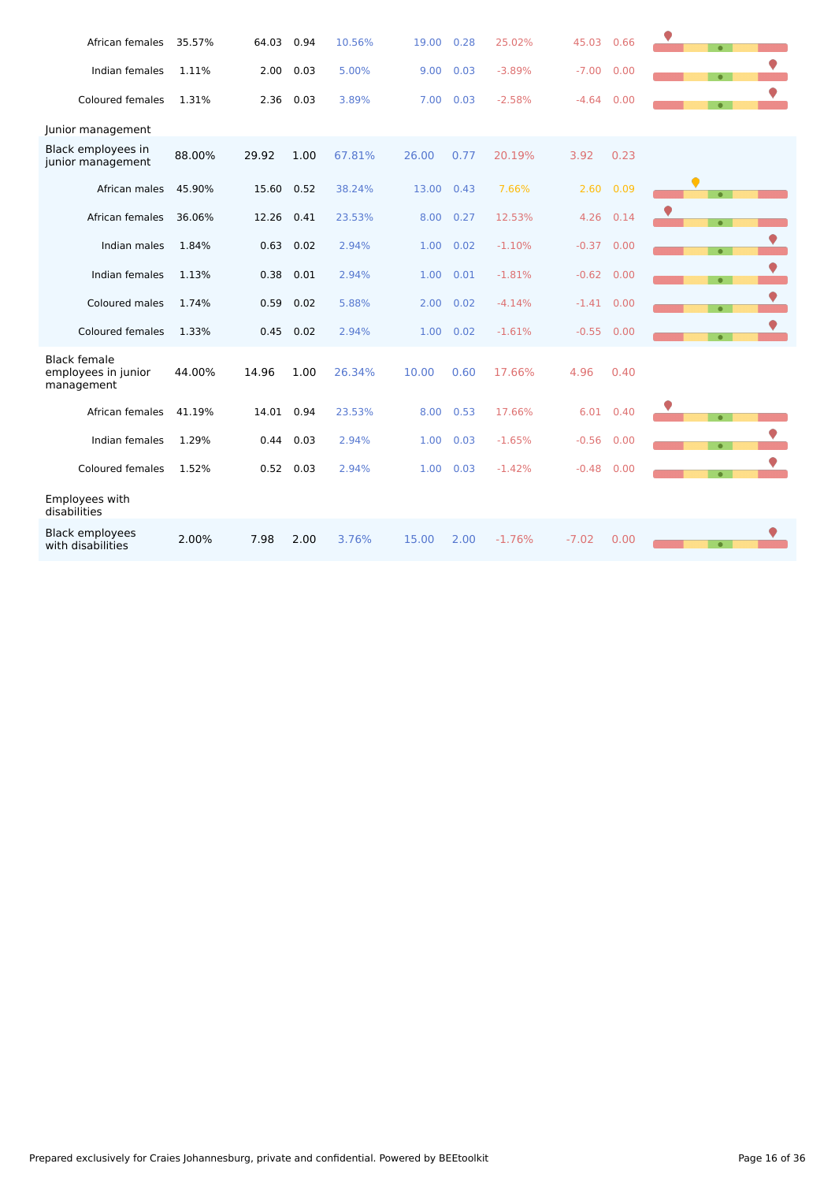| | | | | | | | | | | |
|---|---|---|---|---|---|---|---|---|---|---|
| African females | 35.57% | 64.03 | 0.94 | 10.56% | 19.00 | 0.28 | 25.02% | 45.03 | 0.66 | |
| Indian females | 1.11% | 2.00 | 0.03 | 5.00% | 9.00 | 0.03 | -3.89% | -7.00 | 0.00 | |
| Coloured females | 1.31% | 2.36 | 0.03 | 3.89% | 7.00 | 0.03 | -2.58% | -4.64 | 0.00 | |
| **Junior management** | | | | | | | | | | |
| Black employees in junior management | 88.00% | 29.92 | 1.00 | 67.81% | 26.00 | 0.77 | 20.19% | 3.92 | 0.23 | |
| African males | 45.90% | 15.60 | 0.52 | 38.24% | 13.00 | 0.43 | 7.66% | 2.60 | 0.09 | |
| African females | 36.06% | 12.26 | 0.41 | 23.53% | 8.00 | 0.27 | 12.53% | 4.26 | 0.14 | |
| Indian males | 1.84% | 0.63 | 0.02 | 2.94% | 1.00 | 0.02 | -1.10% | -0.37 | 0.00 | |
| Indian females | 1.13% | 0.38 | 0.01 | 2.94% | 1.00 | 0.01 | -1.81% | -0.62 | 0.00 | |
| Coloured males | 1.74% | 0.59 | 0.02 | 5.88% | 2.00 | 0.02 | -4.14% | -1.41 | 0.00 | |
| Coloured females | 1.33% | 0.45 | 0.02 | 2.94% | 1.00 | 0.02 | -1.61% | -0.55 | 0.00 | |
| Black female employees in junior management | 44.00% | 14.96 | 1.00 | 26.34% | 10.00 | 0.60 | 17.66% | 4.96 | 0.40 | |
| African females | 41.19% | 14.01 | 0.94 | 23.53% | 8.00 | 0.53 | 17.66% | 6.01 | 0.40 | |
| Indian females | 1.29% | 0.44 | 0.03 | 2.94% | 1.00 | 0.03 | -1.65% | -0.56 | 0.00 | |
| Coloured females | 1.52% | 0.52 | 0.03 | 2.94% | 1.00 | 0.03 | -1.42% | -0.48 | 0.00 | |
| **Employees with disabilities** | | | | | | | | | | |
| Black employees with disabilities | 2.00% | 7.98 | 2.00 | 3.76% | 15.00 | 2.00 | -1.76% | -7.02 | 0.00 | |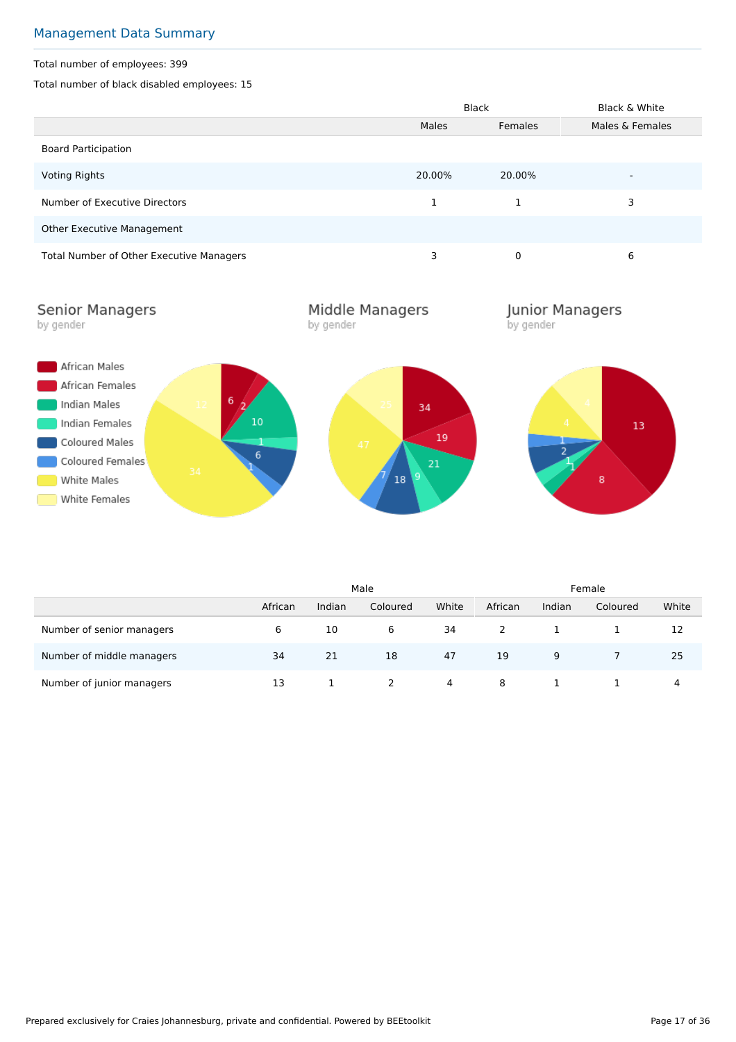## Management Data Summary

Total number of employees: 399

Total number of black disabled employees: 15

| | Black | | Black & White |
|---|---|---|---|
| | Males | Females | Males & Females |
| Board Participation | | | |
| Voting Rights | 20.00% | 20.00% | - |
| Number of Executive Directors | 1 | 1 | 3 |
| Other Executive Management | | | |
| Total Number of Other Executive Managers | 3 | 0 | 6 |

### Senior Managers
by gender

### Middle Managers
by gender

### Junior Managers
by gender

African Males
African Females
Indian Males
Indian Females
Coloured Males
Coloured Females
White Males
White Females

| | Male | | | | Female | | | |
|---|---|---|---|---|---|---|---|---|
| | African | Indian | Coloured | White | African | Indian | Coloured | White |
| Number of senior managers | 6 | 10 | 6 | 34 | 2 | 1 | 1 | 12 |
| Number of middle managers | 34 | 21 | 18 | 47 | 19 | 9 | 7 | 25 |
| Number of junior managers | 13 | 1 | 2 | 4 | 8 | 1 | 1 | 4 |

Prepared exclusively for Craies Johannesburg, private and confidential. Powered by BEEtoolkit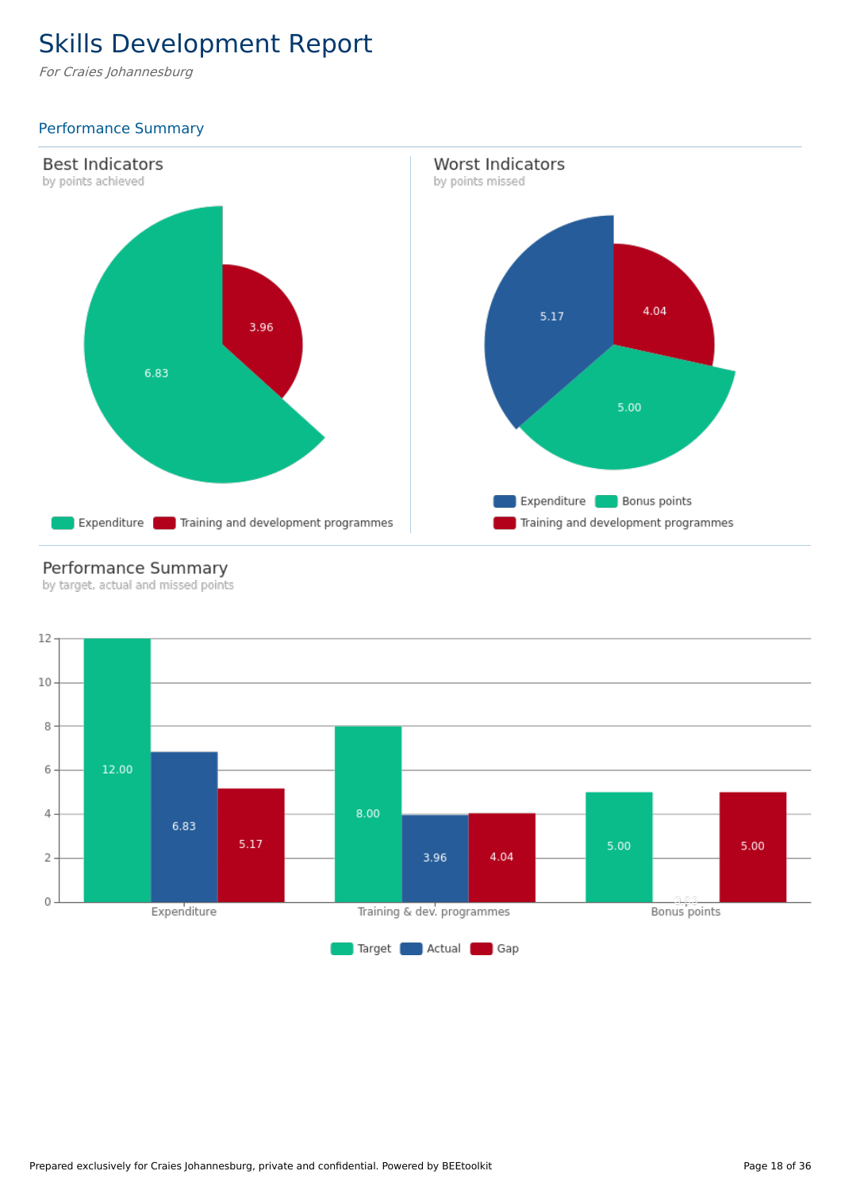# Skills Development Report

*For Craies Johannesburg*

## Performance Summary

### Best Indicators

by points achieved

| Indicator | Points achieved |
|---|---|
| Expenditure | 6.83 |
| Training and development programmes | 3.96 |

### Worst Indicators

by points missed

| Indicator | Points missed |
|---|---|
| Expenditure | 5.17 |
| Bonus points | 5.00 |
| Training and development programmes | 4.04 |

### Performance Summary

by target, actual and missed points

| | Target | Actual | Gap |
|---|---|---|---|
| Expenditure | 12.00 | 6.83 | 5.17 |
| Training & dev. programmes | 8.00 | 3.96 | 4.04 |
| Bonus points | 5.00 | 0.00 | 5.00 |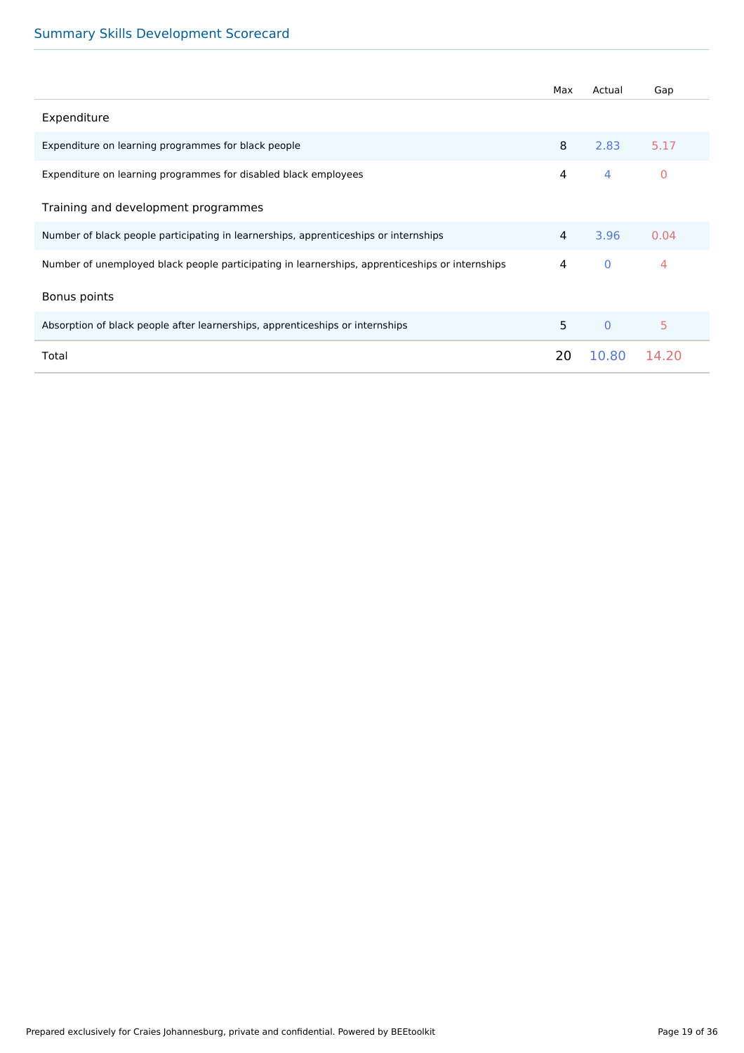## Summary Skills Development Scorecard

| | Max | Actual | Gap |
|---|---|---|---|
| **Expenditure** | | | |
| Expenditure on learning programmes for black people | 8 | 2.83 | 5.17 |
| Expenditure on learning programmes for disabled black employees | 4 | 4 | 0 |
| **Training and development programmes** | | | |
| Number of black people participating in learnerships, apprenticeships or internships | 4 | 3.96 | 0.04 |
| Number of unemployed black people participating in learnerships, apprenticeships or internships | 4 | 0 | 4 |
| **Bonus points** | | | |
| Absorption of black people after learnerships, apprenticeships or internships | 5 | 0 | 5 |
| Total | 20 | 10.80 | 14.20 |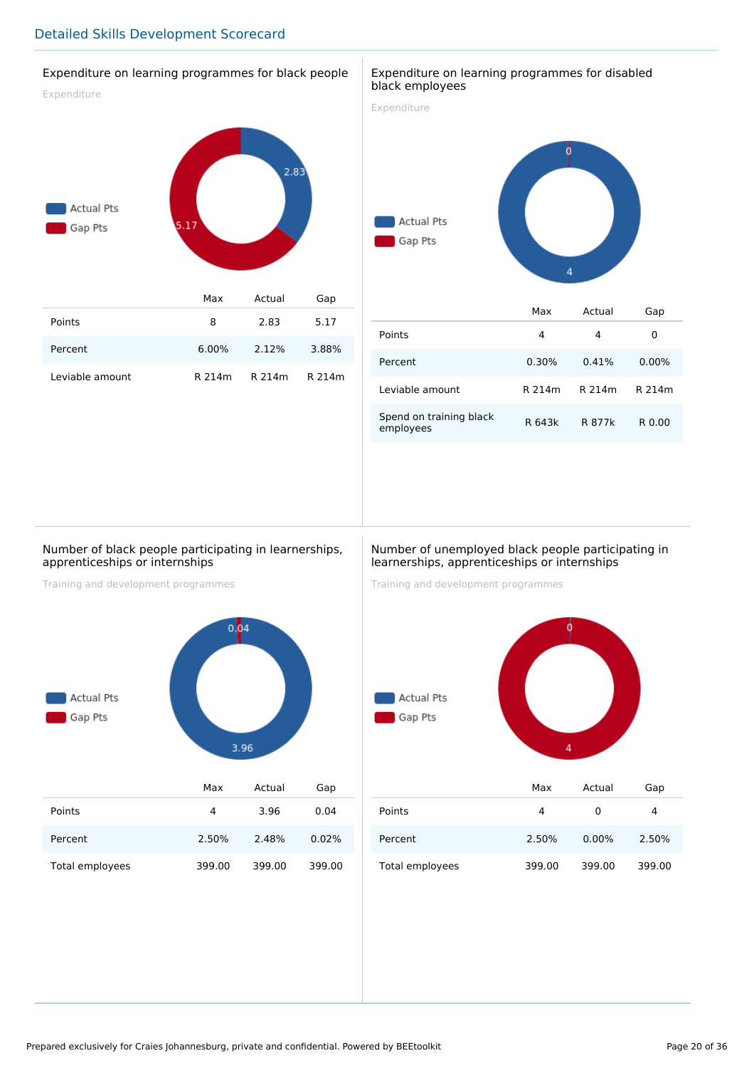## Detailed Skills Development Scorecard

### Expenditure on learning programmes for black people

Expenditure

Actual Pts: 2.83
Gap Pts: 5.17

| | Max | Actual | Gap |
|---|---|---|---|
| Points | 8 | 2.83 | 5.17 |
| Percent | 6.00% | 2.12% | 3.88% |
| Leviable amount | R 214m | R 214m | R 214m |

### Expenditure on learning programmes for disabled black employees

Expenditure

Actual Pts: 4
Gap Pts: 0

| | Max | Actual | Gap |
|---|---|---|---|
| Points | 4 | 4 | 0 |
| Percent | 0.30% | 0.41% | 0.00% |
| Leviable amount | R 214m | R 214m | R 214m |
| Spend on training black employees | R 643k | R 877k | R 0.00 |

### Number of black people participating in learnerships, apprenticeships or internships

Training and development programmes

Actual Pts: 3.96
Gap Pts: 0.04

| | Max | Actual | Gap |
|---|---|---|---|
| Points | 4 | 3.96 | 0.04 |
| Percent | 2.50% | 2.48% | 0.02% |
| Total employees | 399.00 | 399.00 | 399.00 |

### Number of unemployed black people participating in learnerships, apprenticeships or internships

Training and development programmes

Actual Pts: 0
Gap Pts: 4

| | Max | Actual | Gap |
|---|---|---|---|
| Points | 4 | 0 | 4 |
| Percent | 2.50% | 0.00% | 2.50% |
| Total employees | 399.00 | 399.00 | 399.00 |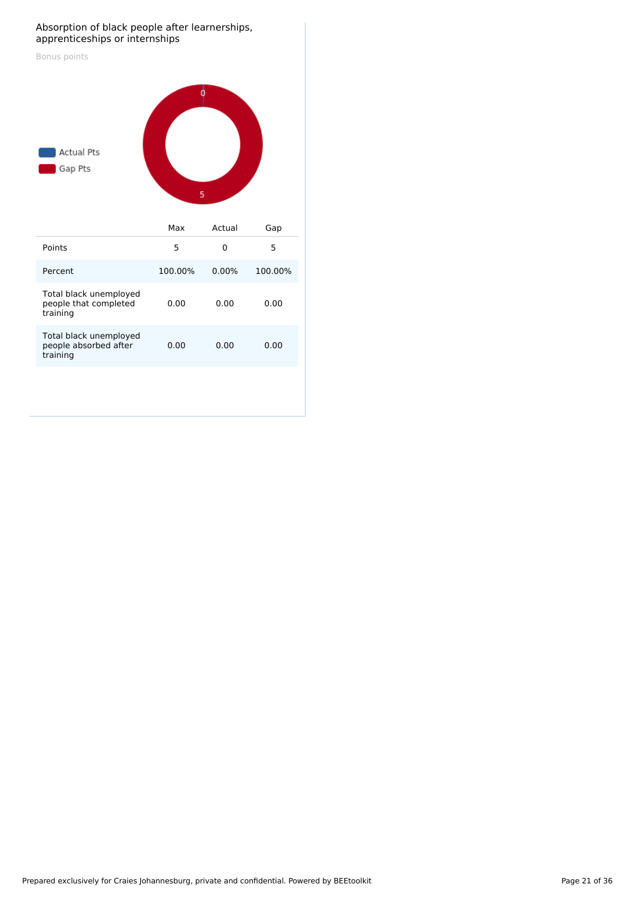## Absorption of black people after learnerships, apprenticeships or internships

Bonus points

Actual Pts

Gap Pts

|  | Max | Actual | Gap |
|---|---|---|---|
| Points | 5 | 0 | 5 |
| Percent | 100.00% | 0.00% | 100.00% |
| Total black unemployed people that completed training | 0.00 | 0.00 | 0.00 |
| Total black unemployed people absorbed after training | 0.00 | 0.00 | 0.00 |

Prepared exclusively for Craies Johannesburg, private and confidential. Powered by BEEtoolkit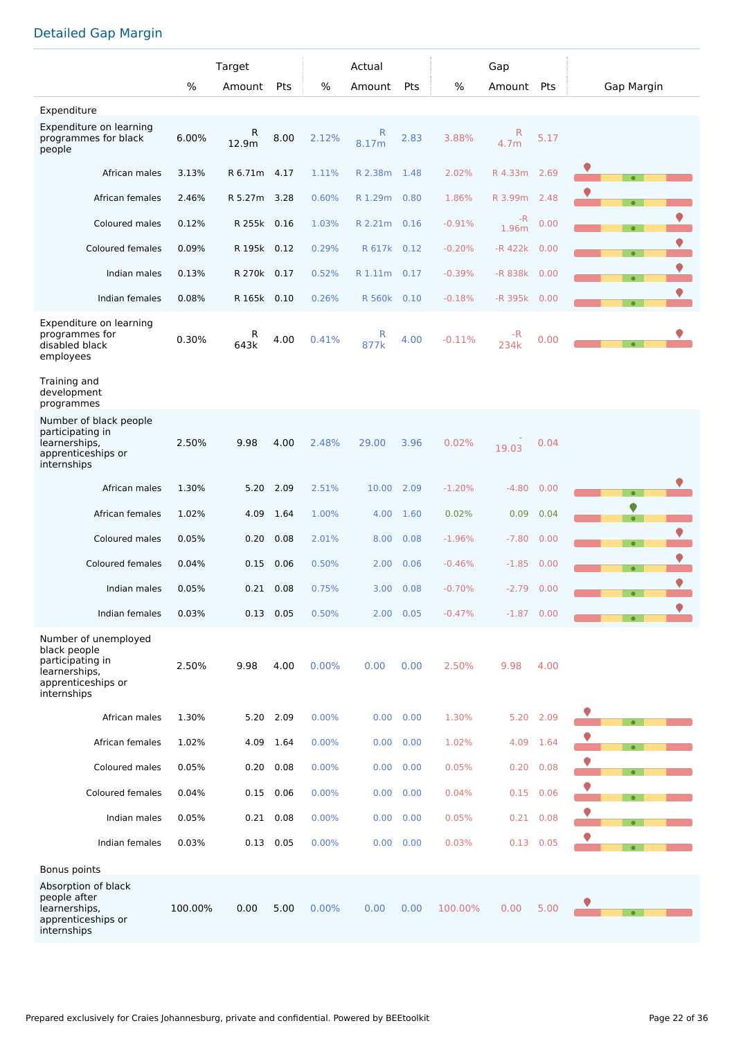## Detailed Gap Margin

| | Target | | | Actual | | | Gap | | | Gap Margin |
|---|---|---|---|---|---|---|---|---|---|---|
| | % | Amount | Pts | % | Amount | Pts | % | Amount | Pts | |
| **Expenditure** | | | | | | | | | | |
| Expenditure on learning programmes for black people | 6.00% | R 12.9m | 8.00 | 2.12% | R 8.17m | 2.83 | 3.88% | R 4.7m | 5.17 | |
| African males | 3.13% | R 6.71m | 4.17 | 1.11% | R 2.38m | 1.48 | 2.02% | R 4.33m | 2.69 | |
| African females | 2.46% | R 5.27m | 3.28 | 0.60% | R 1.29m | 0.80 | 1.86% | R 3.99m | 2.48 | |
| Coloured males | 0.12% | R 255k | 0.16 | 1.03% | R 2.21m | 0.16 | -0.91% | -R 1.96m | 0.00 | |
| Coloured females | 0.09% | R 195k | 0.12 | 0.29% | R 617k | 0.12 | -0.20% | -R 422k | 0.00 | |
| Indian males | 0.13% | R 270k | 0.17 | 0.52% | R 1.11m | 0.17 | -0.39% | -R 838k | 0.00 | |
| Indian females | 0.08% | R 165k | 0.10 | 0.26% | R 560k | 0.10 | -0.18% | -R 395k | 0.00 | |
| Expenditure on learning programmes for disabled black employees | 0.30% | R 643k | 4.00 | 0.41% | R 877k | 4.00 | -0.11% | -R 234k | 0.00 | |
| **Training and development programmes** | | | | | | | | | | |
| Number of black people participating in learnerships, apprenticeships or internships | 2.50% | 9.98 | 4.00 | 2.48% | 29.00 | 3.96 | 0.02% | -19.03 | 0.04 | |
| African males | 1.30% | 5.20 | 2.09 | 2.51% | 10.00 | 2.09 | -1.20% | -4.80 | 0.00 | |
| African females | 1.02% | 4.09 | 1.64 | 1.00% | 4.00 | 1.60 | 0.02% | 0.09 | 0.04 | |
| Coloured males | 0.05% | 0.20 | 0.08 | 2.01% | 8.00 | 0.08 | -1.96% | -7.80 | 0.00 | |
| Coloured females | 0.04% | 0.15 | 0.06 | 0.50% | 2.00 | 0.06 | -0.46% | -1.85 | 0.00 | |
| Indian males | 0.05% | 0.21 | 0.08 | 0.75% | 3.00 | 0.08 | -0.70% | -2.79 | 0.00 | |
| Indian females | 0.03% | 0.13 | 0.05 | 0.50% | 2.00 | 0.05 | -0.47% | -1.87 | 0.00 | |
| Number of unemployed black people participating in learnerships, apprenticeships or internships | 2.50% | 9.98 | 4.00 | 0.00% | 0.00 | 0.00 | 2.50% | 9.98 | 4.00 | |
| African males | 1.30% | 5.20 | 2.09 | 0.00% | 0.00 | 0.00 | 1.30% | 5.20 | 2.09 | |
| African females | 1.02% | 4.09 | 1.64 | 0.00% | 0.00 | 0.00 | 1.02% | 4.09 | 1.64 | |
| Coloured males | 0.05% | 0.20 | 0.08 | 0.00% | 0.00 | 0.00 | 0.05% | 0.20 | 0.08 | |
| Coloured females | 0.04% | 0.15 | 0.06 | 0.00% | 0.00 | 0.00 | 0.04% | 0.15 | 0.06 | |
| Indian males | 0.05% | 0.21 | 0.08 | 0.00% | 0.00 | 0.00 | 0.05% | 0.21 | 0.08 | |
| Indian females | 0.03% | 0.13 | 0.05 | 0.00% | 0.00 | 0.00 | 0.03% | 0.13 | 0.05 | |
| **Bonus points** | | | | | | | | | | |
| Absorption of black people after learnerships, apprenticeships or internships | 100.00% | 0.00 | 5.00 | 0.00% | 0.00 | 0.00 | 100.00% | 0.00 | 5.00 | |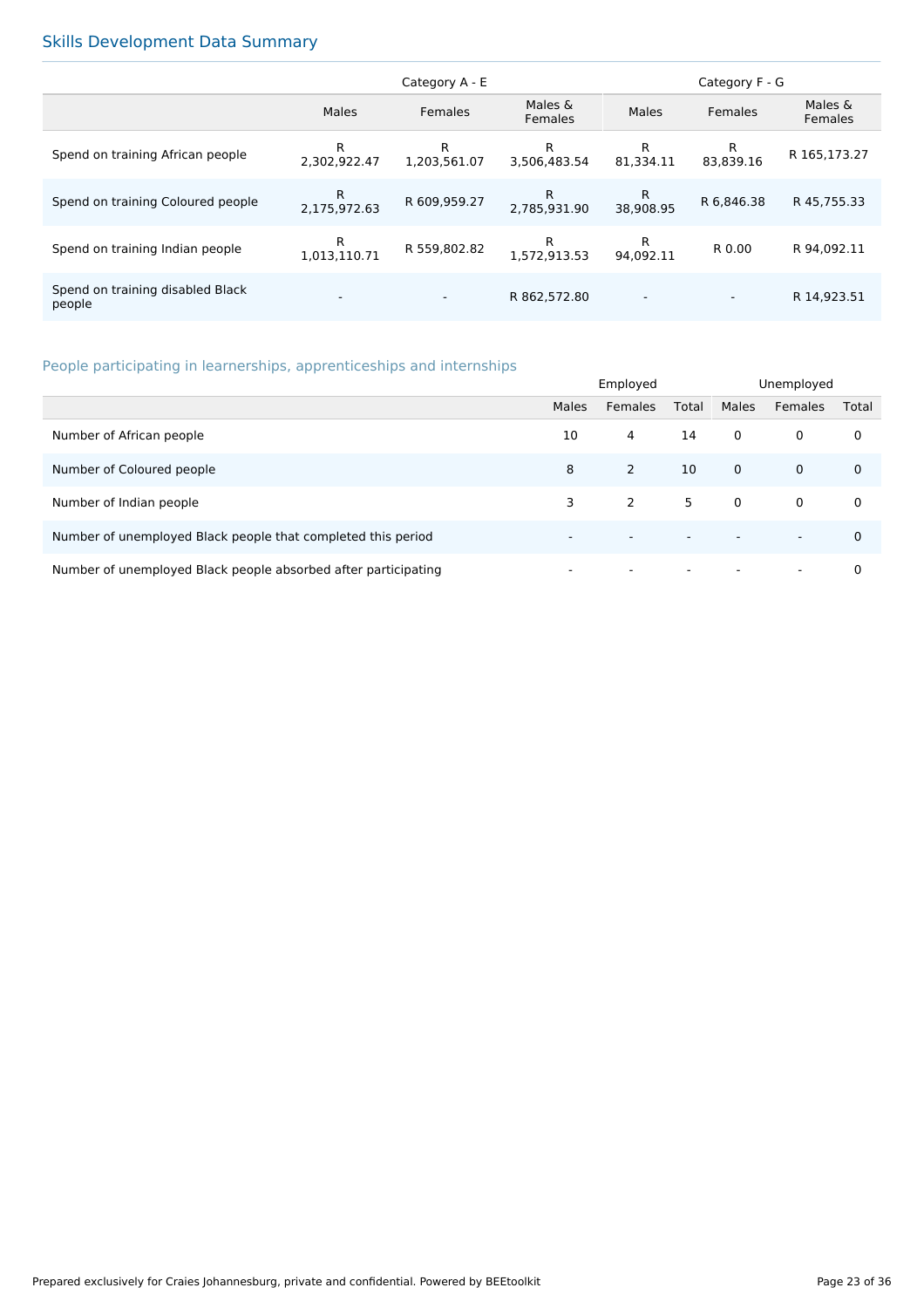## Skills Development Data Summary

| | Category A - E | | | Category F - G | | |
|---|---|---|---|---|---|---|
| | Males | Females | Males & Females | Males | Females | Males & Females |
| Spend on training African people | R 2,302,922.47 | R 1,203,561.07 | R 3,506,483.54 | R 81,334.11 | R 83,839.16 | R 165,173.27 |
| Spend on training Coloured people | R 2,175,972.63 | R 609,959.27 | R 2,785,931.90 | R 38,908.95 | R 6,846.38 | R 45,755.33 |
| Spend on training Indian people | R 1,013,110.71 | R 559,802.82 | R 1,572,913.53 | R 94,092.11 | R 0.00 | R 94,092.11 |
| Spend on training disabled Black people | - | - | R 862,572.80 | - | - | R 14,923.51 |

## People participating in learnerships, apprenticeships and internships

| | Employed | | | Unemployed | | |
|---|---|---|---|---|---|---|
| | Males | Females | Total | Males | Females | Total |
| Number of African people | 10 | 4 | 14 | 0 | 0 | 0 |
| Number of Coloured people | 8 | 2 | 10 | 0 | 0 | 0 |
| Number of Indian people | 3 | 2 | 5 | 0 | 0 | 0 |
| Number of unemployed Black people that completed this period | - | - | - | - | - | 0 |
| Number of unemployed Black people absorbed after participating | - | - | - | - | - | 0 |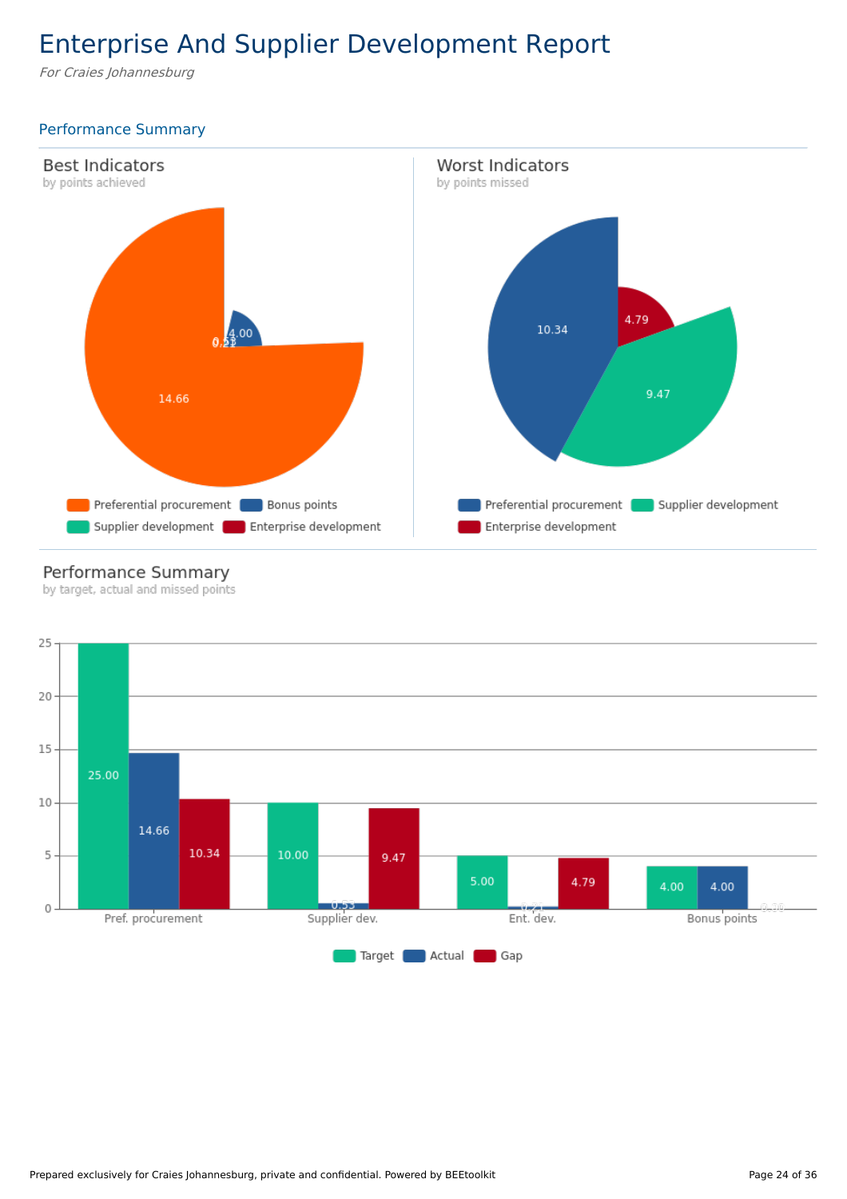# Enterprise And Supplier Development Report

*For Craies Johannesburg*

## Performance Summary

### Best Indicators

by points achieved

| Indicator | Points achieved |
| --- | --- |
| Preferential procurement | 14.66 |
| Bonus points | 4.00 |
| Supplier development | 0.53 |
| Enterprise development | 0.21 |

### Worst Indicators

by points missed

| Indicator | Points missed |
| --- | --- |
| Preferential procurement | 10.34 |
| Supplier development | 9.47 |
| Enterprise development | 4.79 |

### Performance Summary

by target, actual and missed points

| | Target | Actual | Gap |
| --- | --- | --- | --- |
| Pref. procurement | 25.00 | 14.66 | 10.34 |
| Supplier dev. | 10.00 | 0.53 | 9.47 |
| Ent. dev. | 5.00 | 0.21 | 4.79 |
| Bonus points | 4.00 | 4.00 | 0.00 |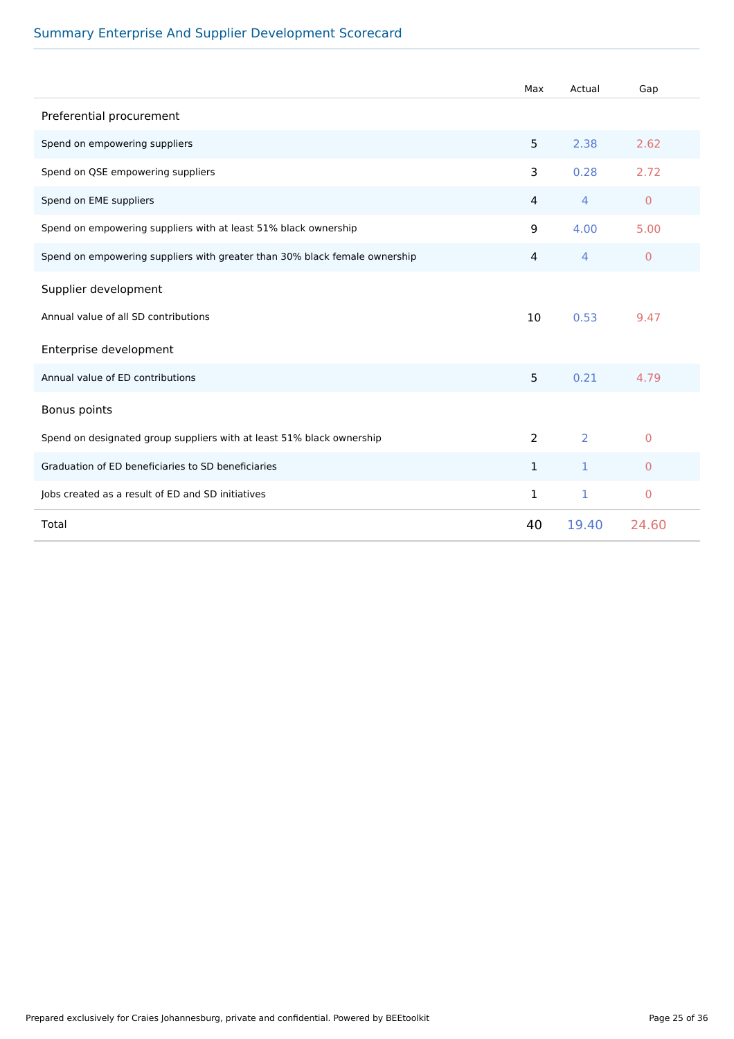## Summary Enterprise And Supplier Development Scorecard

| | Max | Actual | Gap |
|---|---|---|---|
| **Preferential procurement** | | | |
| Spend on empowering suppliers | 5 | 2.38 | 2.62 |
| Spend on QSE empowering suppliers | 3 | 0.28 | 2.72 |
| Spend on EME suppliers | 4 | 4 | 0 |
| Spend on empowering suppliers with at least 51% black ownership | 9 | 4.00 | 5.00 |
| Spend on empowering suppliers with greater than 30% black female ownership | 4 | 4 | 0 |
| **Supplier development** | | | |
| Annual value of all SD contributions | 10 | 0.53 | 9.47 |
| **Enterprise development** | | | |
| Annual value of ED contributions | 5 | 0.21 | 4.79 |
| **Bonus points** | | | |
| Spend on designated group suppliers with at least 51% black ownership | 2 | 2 | 0 |
| Graduation of ED beneficiaries to SD beneficiaries | 1 | 1 | 0 |
| Jobs created as a result of ED and SD initiatives | 1 | 1 | 0 |
| Total | 40 | 19.40 | 24.60 |

Prepared exclusively for Craies Johannesburg, private and confidential. Powered by BEEtoolkit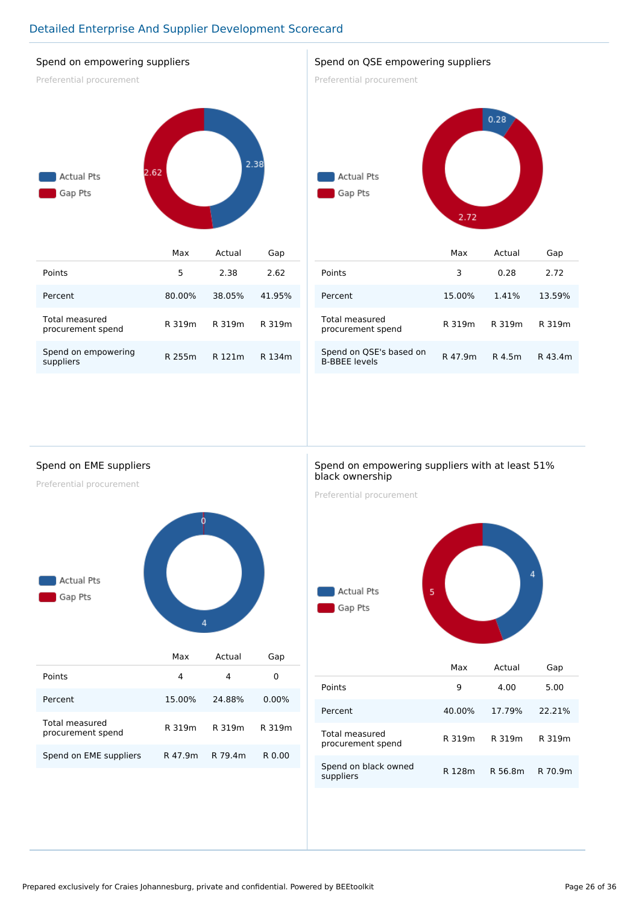## Detailed Enterprise And Supplier Development Scorecard

### Spend on empowering suppliers

Preferential procurement

Actual Pts: 2.38
Gap Pts: 2.62

| | Max | Actual | Gap |
|---|---|---|---|
| Points | 5 | 2.38 | 2.62 |
| Percent | 80.00% | 38.05% | 41.95% |
| Total measured procurement spend | R 319m | R 319m | R 319m |
| Spend on empowering suppliers | R 255m | R 121m | R 134m |

### Spend on QSE empowering suppliers

Preferential procurement

Actual Pts: 0.28
Gap Pts: 2.72

| | Max | Actual | Gap |
|---|---|---|---|
| Points | 3 | 0.28 | 2.72 |
| Percent | 15.00% | 1.41% | 13.59% |
| Total measured procurement spend | R 319m | R 319m | R 319m |
| Spend on QSE's based on B-BBEE levels | R 47.9m | R 4.5m | R 43.4m |

### Spend on EME suppliers

Preferential procurement

Actual Pts: 4
Gap Pts: 0

| | Max | Actual | Gap |
|---|---|---|---|
| Points | 4 | 4 | 0 |
| Percent | 15.00% | 24.88% | 0.00% |
| Total measured procurement spend | R 319m | R 319m | R 319m |
| Spend on EME suppliers | R 47.9m | R 79.4m | R 0.00 |

### Spend on empowering suppliers with at least 51% black ownership

Preferential procurement

Actual Pts: 4
Gap Pts: 5

| | Max | Actual | Gap |
|---|---|---|---|
| Points | 9 | 4.00 | 5.00 |
| Percent | 40.00% | 17.79% | 22.21% |
| Total measured procurement spend | R 319m | R 319m | R 319m |
| Spend on black owned suppliers | R 128m | R 56.8m | R 70.9m |

Prepared exclusively for Craies Johannesburg, private and confidential. Powered by BEEtoolkit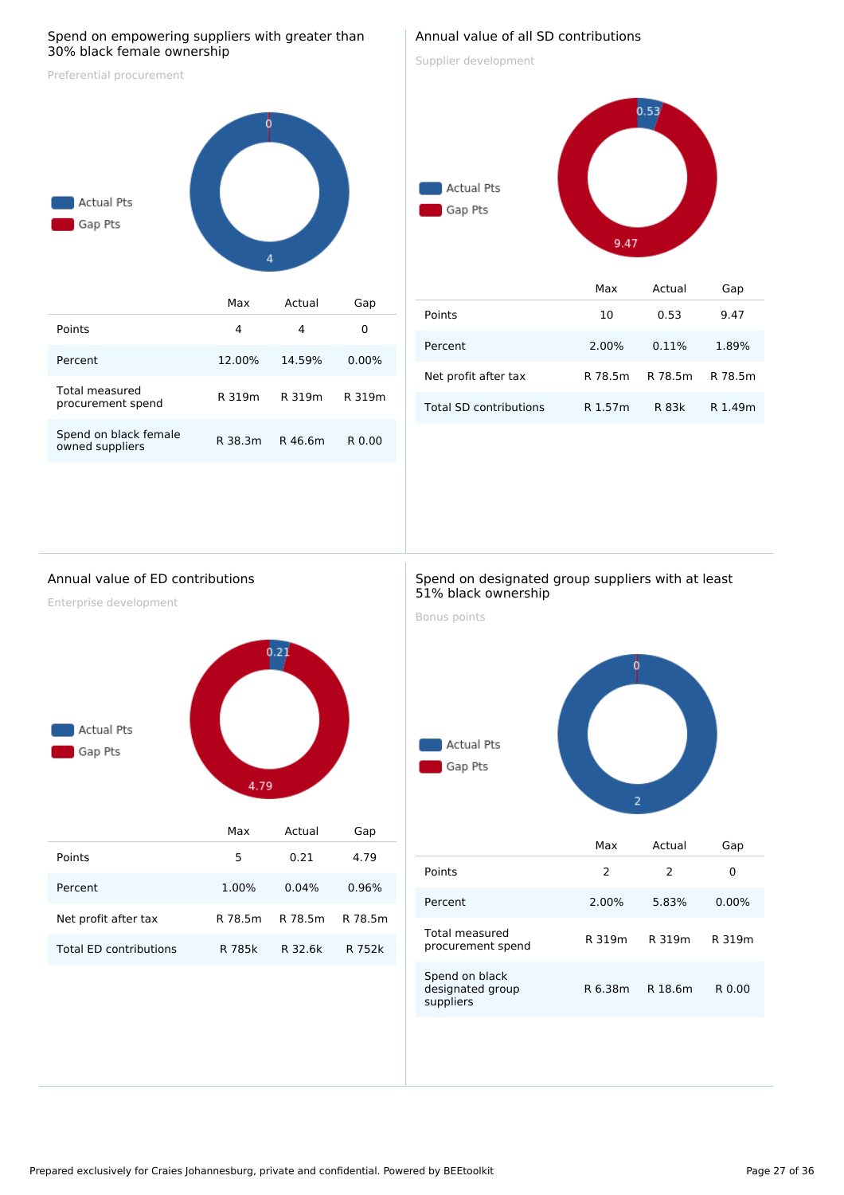## Spend on empowering suppliers with greater than 30% black female ownership

Preferential procurement

Actual Pts
Gap Pts

0

4

| | Max | Actual | Gap |
|---|---|---|---|
| Points | 4 | 4 | 0 |
| Percent | 12.00% | 14.59% | 0.00% |
| Total measured procurement spend | R 319m | R 319m | R 319m |
| Spend on black female owned suppliers | R 38.3m | R 46.6m | R 0.00 |

## Annual value of all SD contributions

Supplier development

Actual Pts
Gap Pts

0.53

9.47

| | Max | Actual | Gap |
|---|---|---|---|
| Points | 10 | 0.53 | 9.47 |
| Percent | 2.00% | 0.11% | 1.89% |
| Net profit after tax | R 78.5m | R 78.5m | R 78.5m |
| Total SD contributions | R 1.57m | R 83k | R 1.49m |

## Annual value of ED contributions

Enterprise development

Actual Pts
Gap Pts

0.21

4.79

| | Max | Actual | Gap |
|---|---|---|---|
| Points | 5 | 0.21 | 4.79 |
| Percent | 1.00% | 0.04% | 0.96% |
| Net profit after tax | R 78.5m | R 78.5m | R 78.5m |
| Total ED contributions | R 785k | R 32.6k | R 752k |

## Spend on designated group suppliers with at least 51% black ownership

Bonus points

Actual Pts
Gap Pts

0

2

| | Max | Actual | Gap |
|---|---|---|---|
| Points | 2 | 2 | 0 |
| Percent | 2.00% | 5.83% | 0.00% |
| Total measured procurement spend | R 319m | R 319m | R 319m |
| Spend on black designated group suppliers | R 6.38m | R 18.6m | R 0.00 |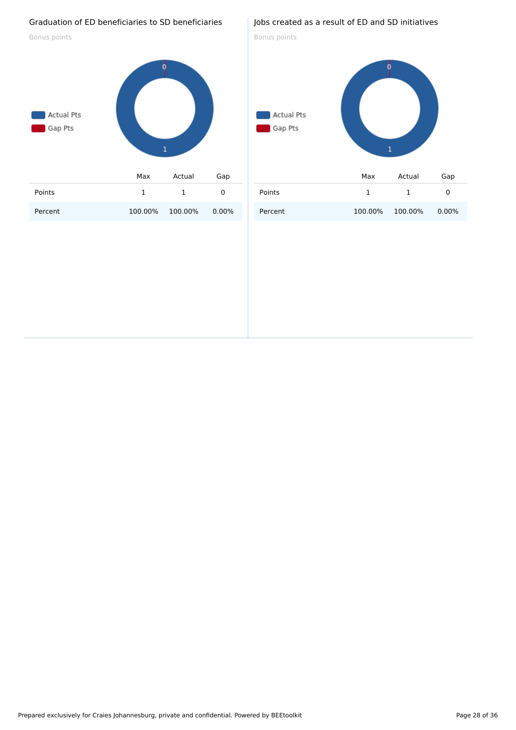## Graduation of ED beneficiaries to SD beneficiaries

Bonus points

Actual Pts
Gap Pts

|  | Max | Actual | Gap |
|---|---|---|---|
| Points | 1 | 1 | 0 |
| Percent | 100.00% | 100.00% | 0.00% |

## Jobs created as a result of ED and SD initiatives

Bonus points

Actual Pts
Gap Pts

|  | Max | Actual | Gap |
|---|---|---|---|
| Points | 1 | 1 | 0 |
| Percent | 100.00% | 100.00% | 0.00% |

Prepared exclusively for Craies Johannesburg, private and confidential. Powered by BEEtoolkit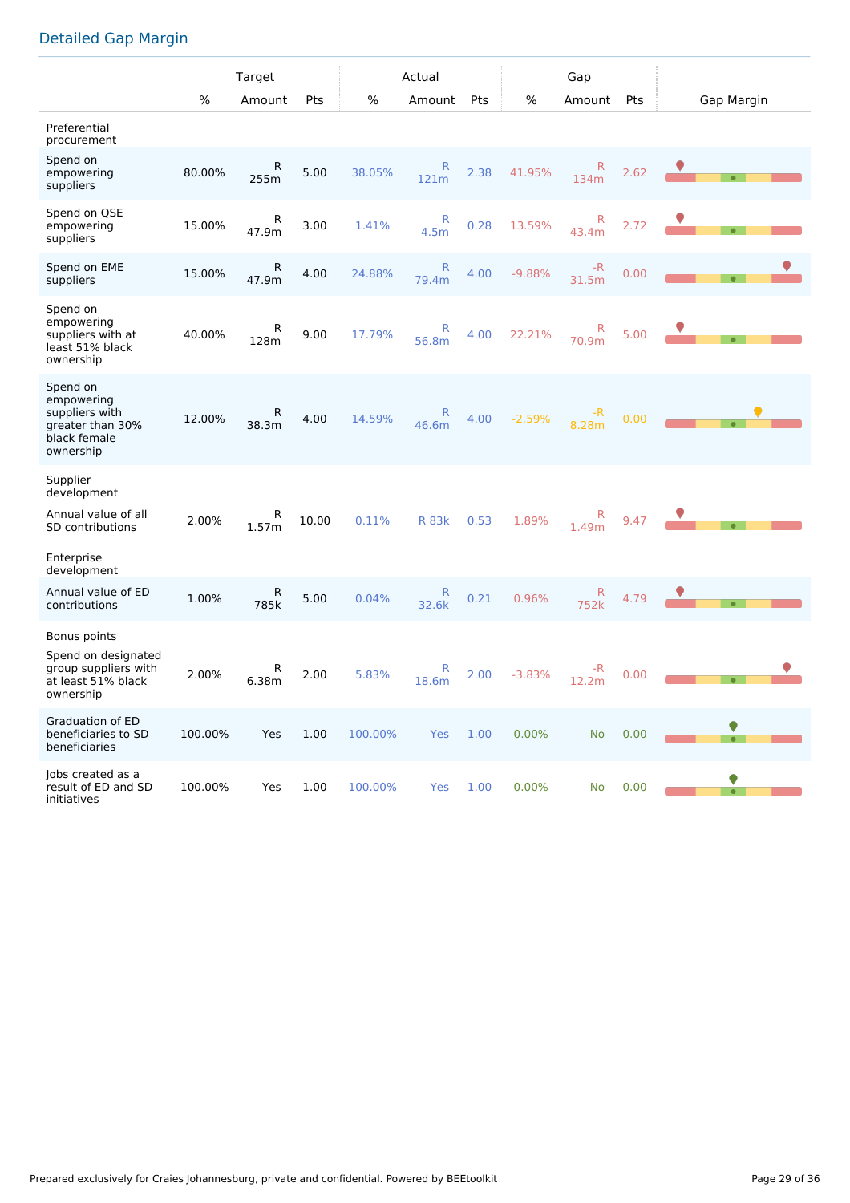## Detailed Gap Margin

| | Target | | | Actual | | | Gap | | | Gap Margin |
|---|---|---|---|---|---|---|---|---|---|---|
| | % | Amount | Pts | % | Amount | Pts | % | Amount | Pts | |
| Preferential procurement | | | | | | | | | | |
| Spend on empowering suppliers | 80.00% | R 255m | 5.00 | 38.05% | R 121m | 2.38 | 41.95% | R 134m | 2.62 | |
| Spend on QSE empowering suppliers | 15.00% | R 47.9m | 3.00 | 1.41% | R 4.5m | 0.28 | 13.59% | R 43.4m | 2.72 | |
| Spend on EME suppliers | 15.00% | R 47.9m | 4.00 | 24.88% | R 79.4m | 4.00 | -9.88% | -R 31.5m | 0.00 | |
| Spend on empowering suppliers with at least 51% black ownership | 40.00% | R 128m | 9.00 | 17.79% | R 56.8m | 4.00 | 22.21% | R 70.9m | 5.00 | |
| Spend on empowering suppliers with greater than 30% black female ownership | 12.00% | R 38.3m | 4.00 | 14.59% | R 46.6m | 4.00 | -2.59% | -R 8.28m | 0.00 | |
| Supplier development | | | | | | | | | | |
| Annual value of all SD contributions | 2.00% | R 1.57m | 10.00 | 0.11% | R 83k | 0.53 | 1.89% | R 1.49m | 9.47 | |
| Enterprise development | | | | | | | | | | |
| Annual value of ED contributions | 1.00% | R 785k | 5.00 | 0.04% | R 32.6k | 0.21 | 0.96% | R 752k | 4.79 | |
| Bonus points | | | | | | | | | | |
| Spend on designated group suppliers with at least 51% black ownership | 2.00% | R 6.38m | 2.00 | 5.83% | R 18.6m | 2.00 | -3.83% | -R 12.2m | 0.00 | |
| Graduation of ED beneficiaries to SD beneficiaries | 100.00% | Yes | 1.00 | 100.00% | Yes | 1.00 | 0.00% | No | 0.00 | |
| Jobs created as a result of ED and SD initiatives | 100.00% | Yes | 1.00 | 100.00% | Yes | 1.00 | 0.00% | No | 0.00 | |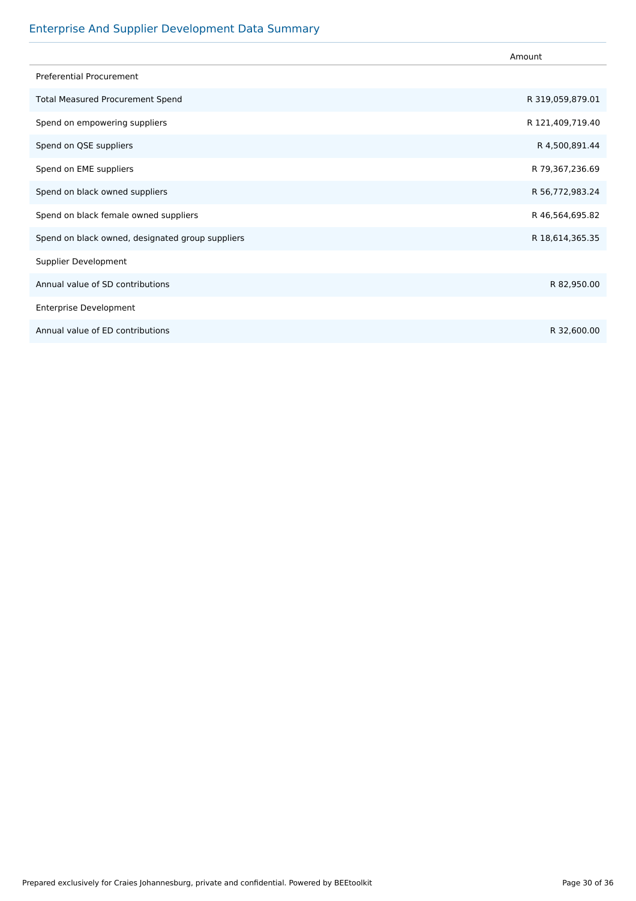## Enterprise And Supplier Development Data Summary

| | Amount |
|---|---|
| Preferential Procurement | |
| Total Measured Procurement Spend | R 319,059,879.01 |
| Spend on empowering suppliers | R 121,409,719.40 |
| Spend on QSE suppliers | R 4,500,891.44 |
| Spend on EME suppliers | R 79,367,236.69 |
| Spend on black owned suppliers | R 56,772,983.24 |
| Spend on black female owned suppliers | R 46,564,695.82 |
| Spend on black owned, designated group suppliers | R 18,614,365.35 |
| Supplier Development | |
| Annual value of SD contributions | R 82,950.00 |
| Enterprise Development | |
| Annual value of ED contributions | R 32,600.00 |

Prepared exclusively for Craies Johannesburg, private and confidential. Powered by BEEtoolkit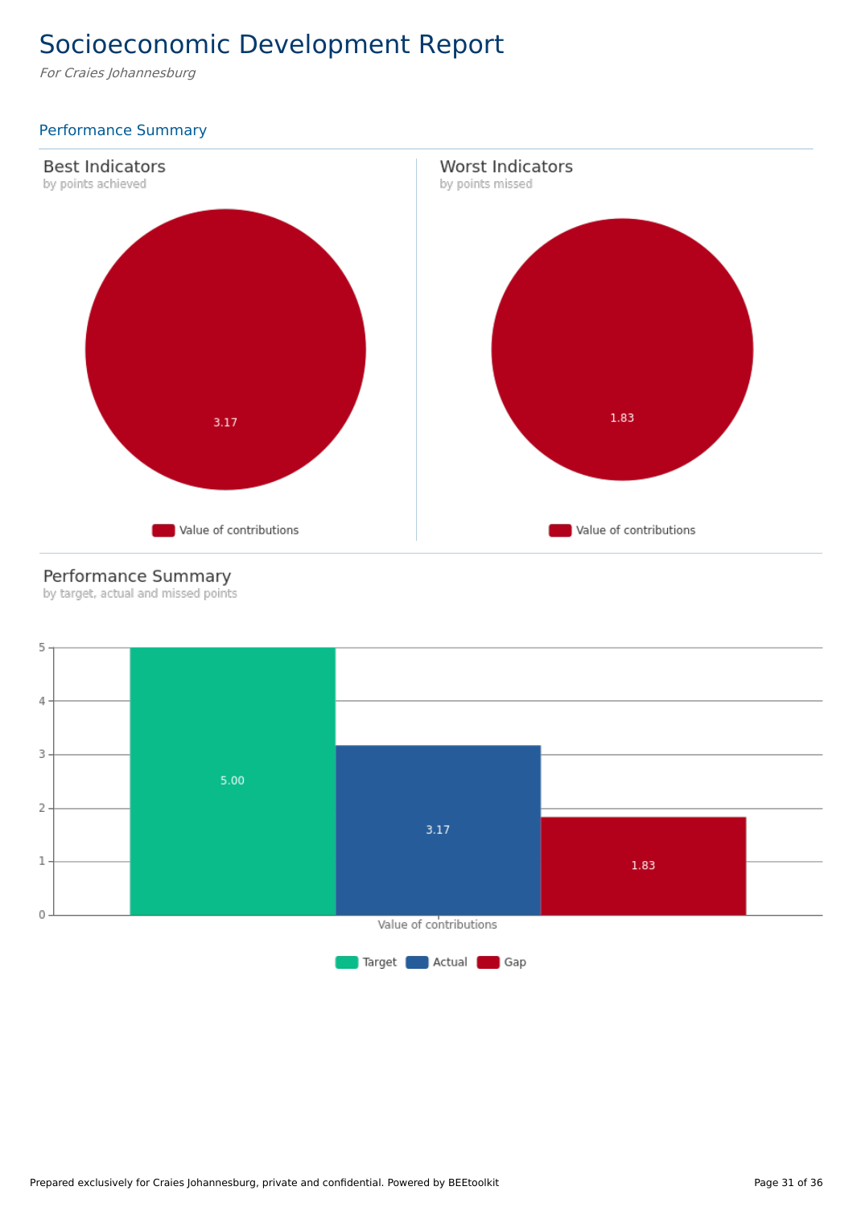# Socioeconomic Development Report

*For Craies Johannesburg*

## Performance Summary

### Best Indicators

by points achieved

3.17

Value of contributions

### Worst Indicators

by points missed

1.83

Value of contributions

### Performance Summary

by target, actual and missed points

| | Target | Actual | Gap |
|---|---|---|---|
| Value of contributions | 5.00 | 3.17 | 1.83 |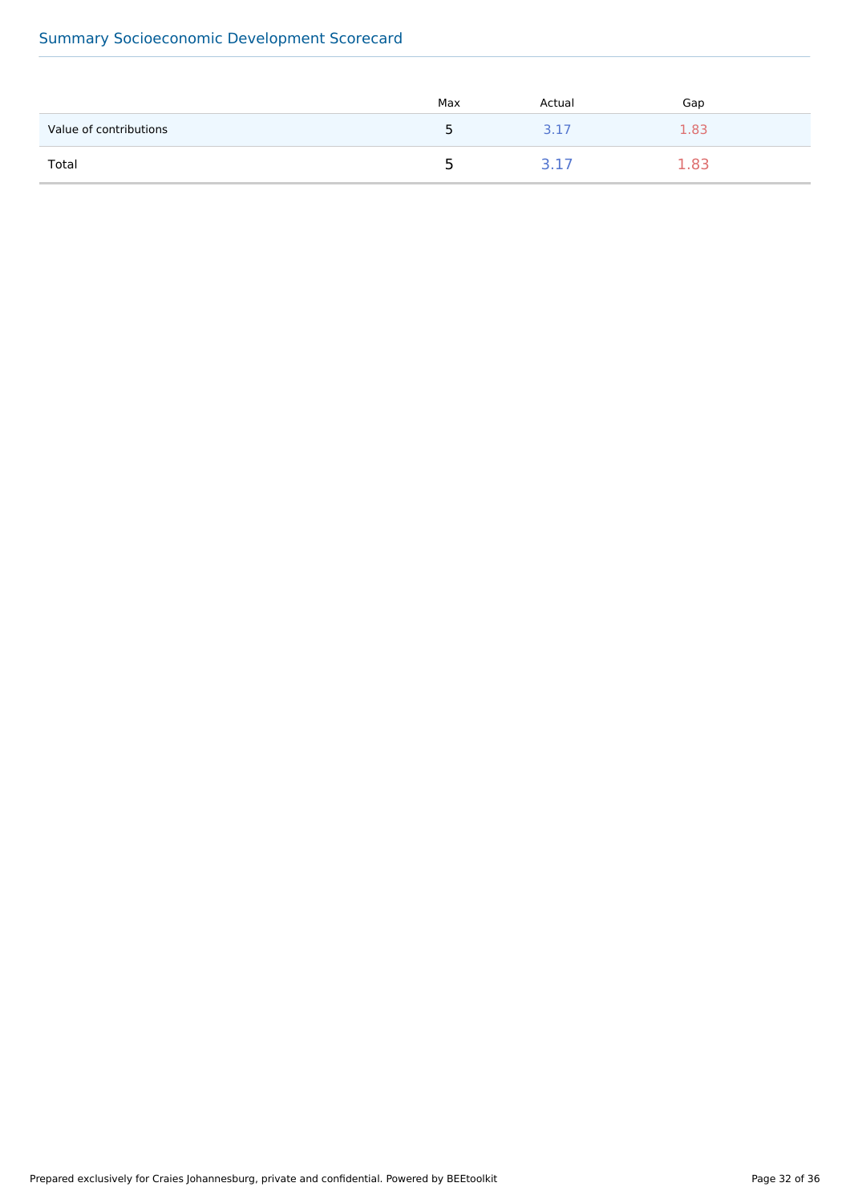## Summary Socioeconomic Development Scorecard

| | Max | Actual | Gap |
|---|---|---|---|
| Value of contributions | 5 | 3.17 | 1.83 |
| Total | 5 | 3.17 | 1.83 |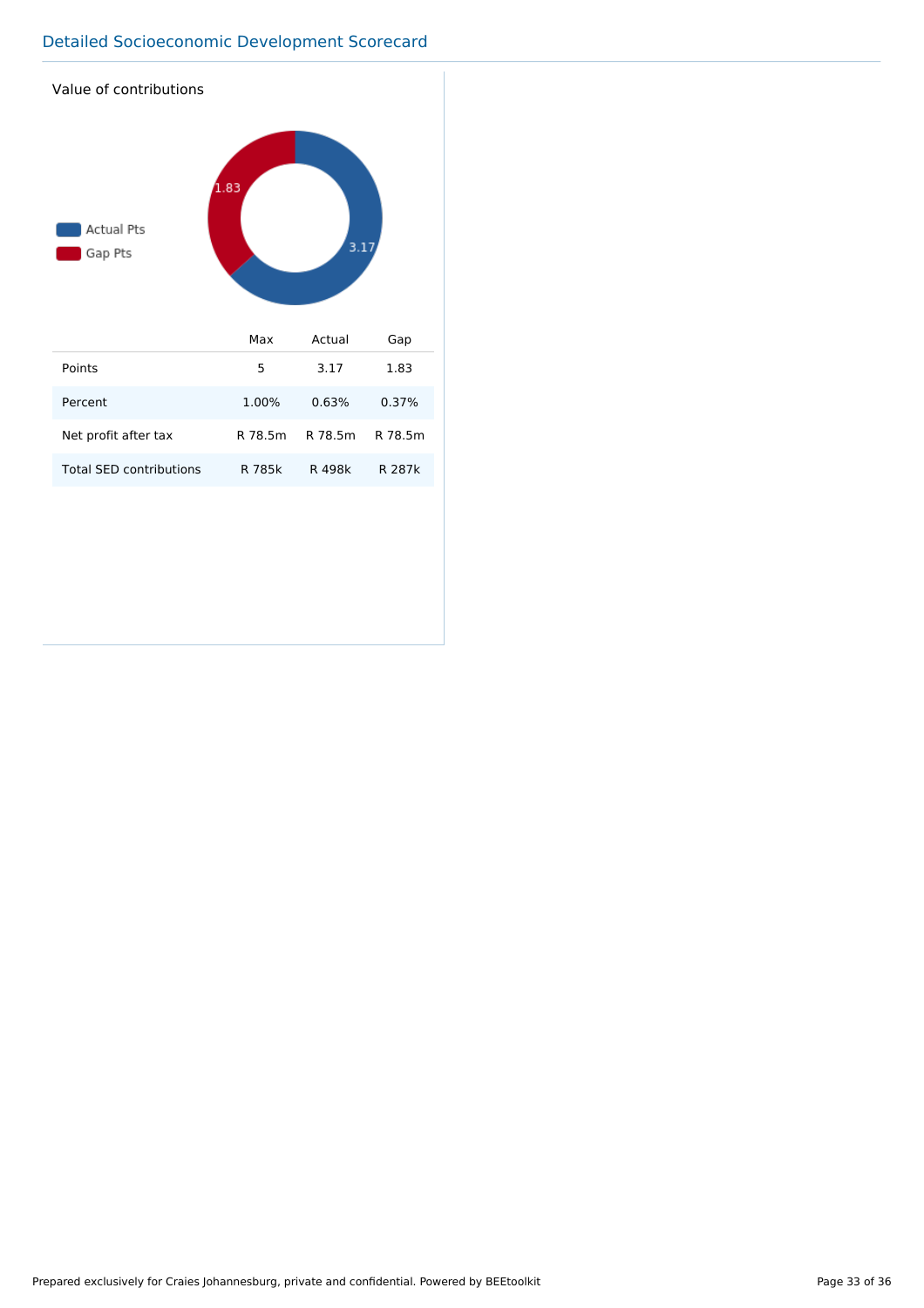## Detailed Socioeconomic Development Scorecard

### Value of contributions

Actual Pts
Gap Pts

1.83
3.17

| | Max | Actual | Gap |
|---|---|---|---|
| Points | 5 | 3.17 | 1.83 |
| Percent | 1.00% | 0.63% | 0.37% |
| Net profit after tax | R 78.5m | R 78.5m | R 78.5m |
| Total SED contributions | R 785k | R 498k | R 287k |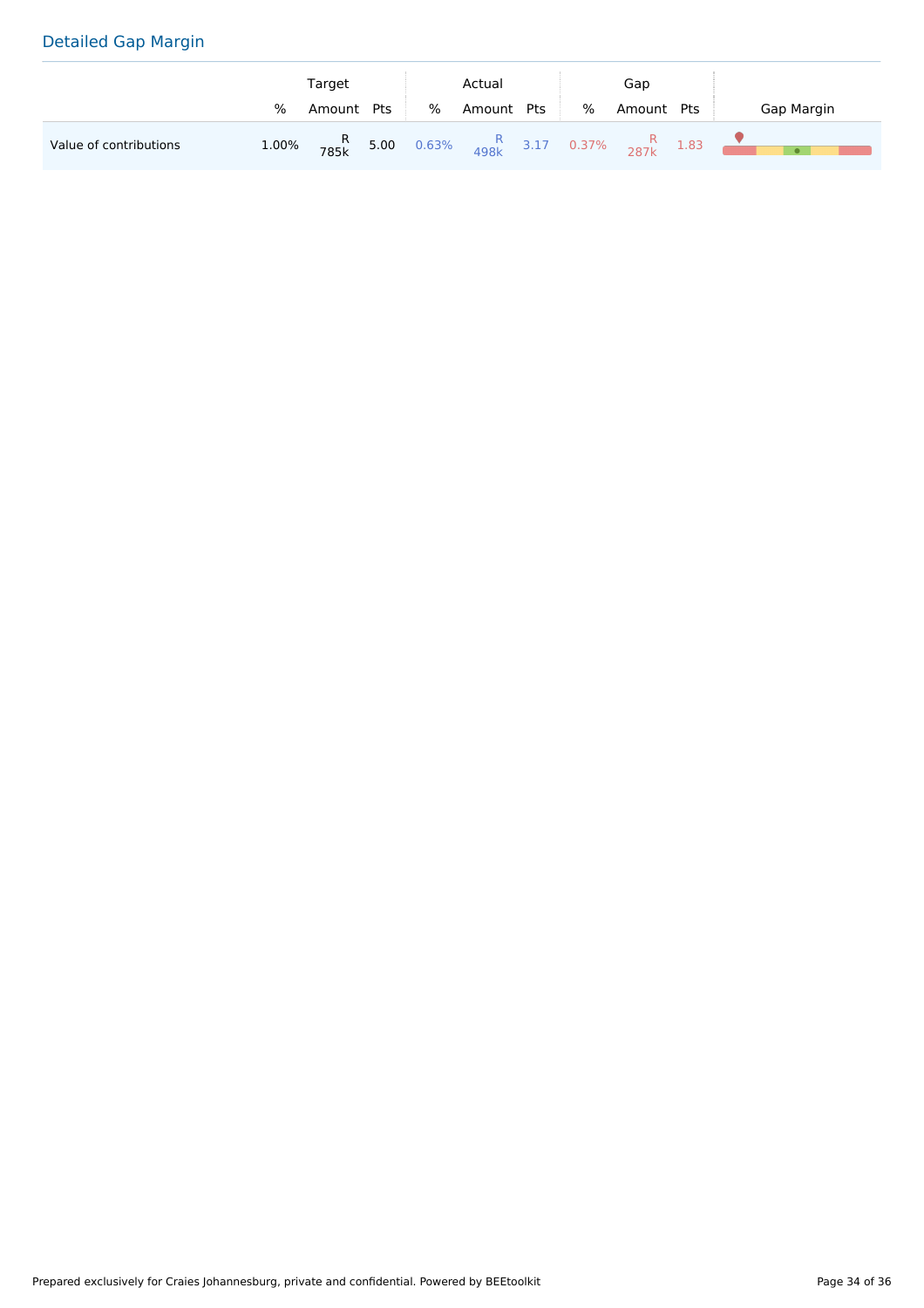## Detailed Gap Margin

| | Target | | | Actual | | | Gap | | | |
|---|---|---|---|---|---|---|---|---|---|---|
| | % | Amount | Pts | % | Amount | Pts | % | Amount | Pts | Gap Margin |
| Value of contributions | 1.00% | R 785k | 5.00 | 0.63% | R 498k | 3.17 | 0.37% | R 287k | 1.83 | |

Prepared exclusively for Craies Johannesburg, private and confidential. Powered by BEEtoolkit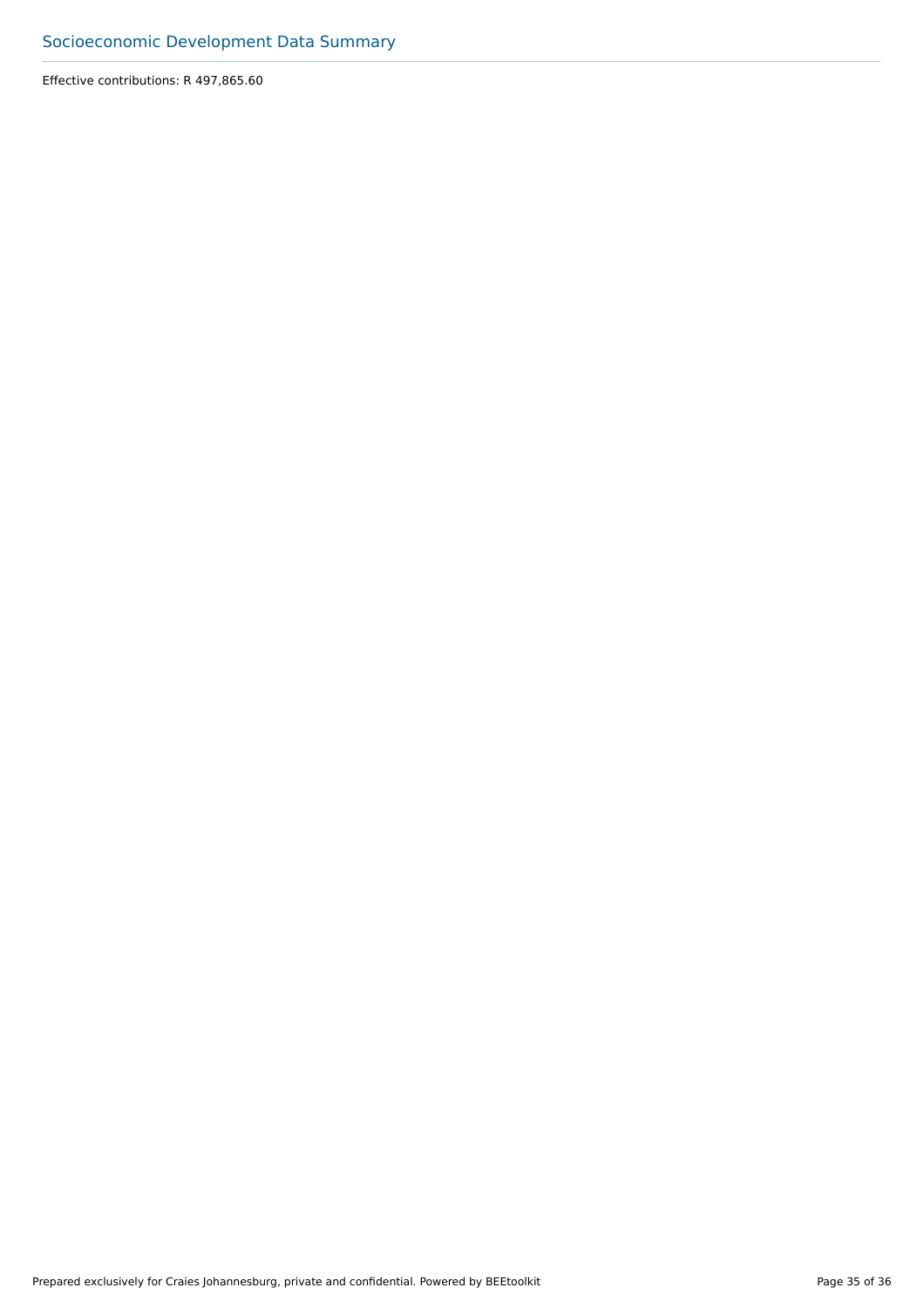## Socioeconomic Development Data Summary

Effective contributions: R 497,865.60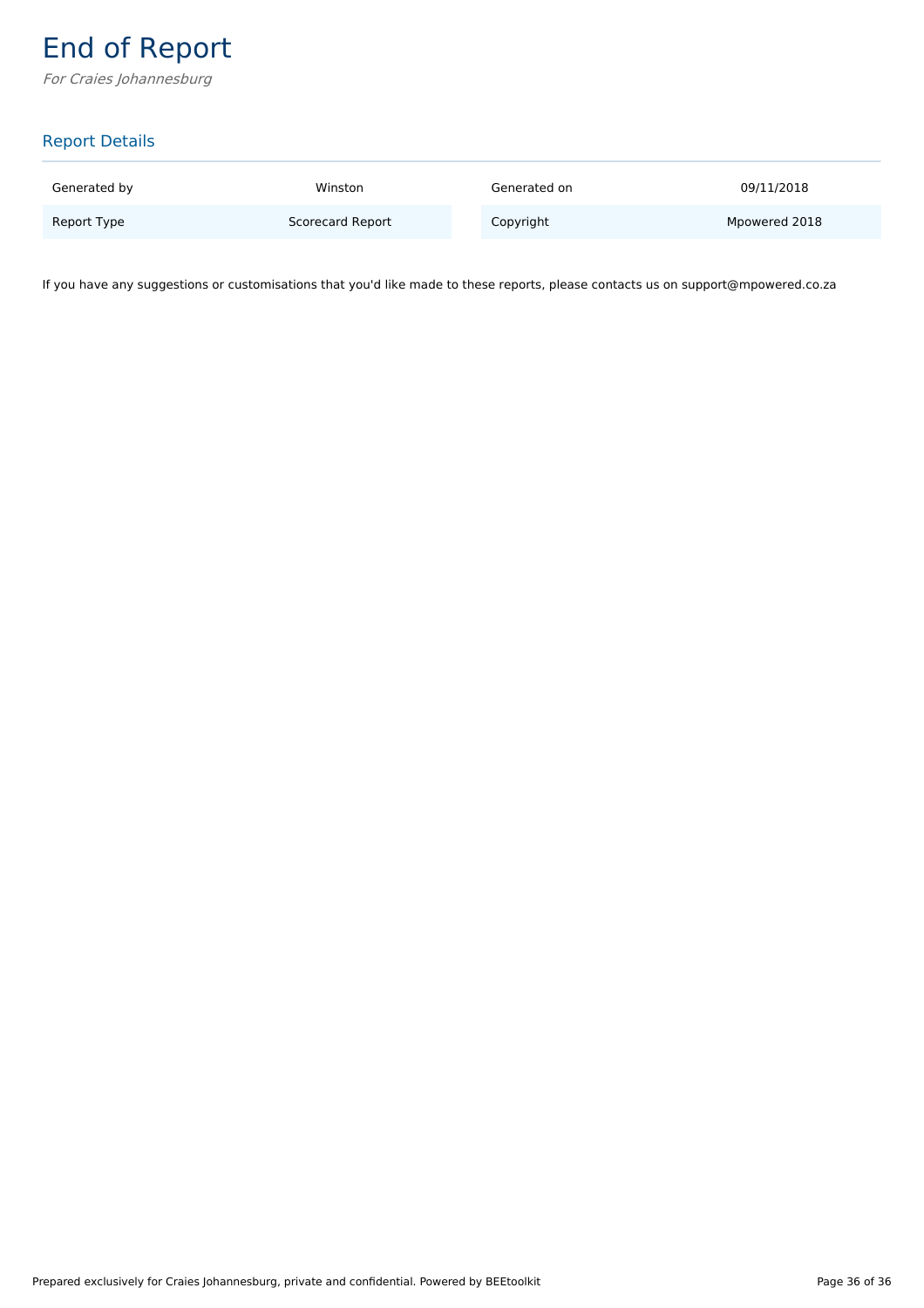# End of Report

*For Craies Johannesburg*

## Report Details

| | | | |
|---|---|---|---|
| Generated by | Winston | Generated on | 09/11/2018 |
| Report Type | Scorecard Report | Copyright | Mpowered 2018 |

If you have any suggestions or customisations that you'd like made to these reports, please contacts us on support@mpowered.co.za